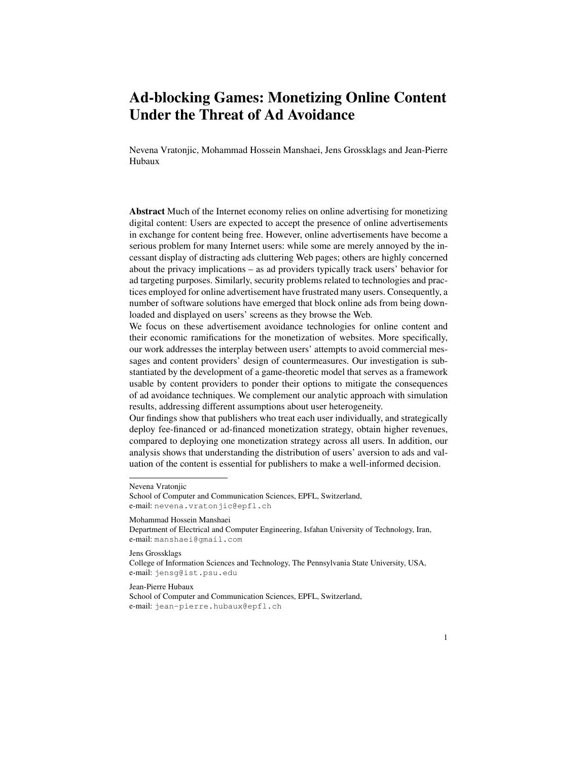# Ad-blocking Games: Monetizing Online Content Under the Threat of Ad Avoidance

Nevena Vratonjic, Mohammad Hossein Manshaei, Jens Grossklags and Jean-Pierre Hubaux

**Abstract** Much of the Internet economy relies on online advertising for monetizing digital content: Users are expected to accept the presence of online advertisements in exchange for content being free. However, online advertisements have become a serious problem for many Internet users: while some are merely annoyed by the incessant display of distracting ads cluttering Web pages; others are highly concerned about the privacy implications – as ad providers typically track users' behavior for ad targeting purposes. Similarly, security problems related to technologies and practices employed for online advertisement have frustrated many users. Consequently, a number of software solutions have emerged that block online ads from being downloaded and displayed on users' screens as they browse the Web.

We focus on these advertisement avoidance technologies for online content and their economic ramifications for the monetization of websites. More specifically, our work addresses the interplay between users' attempts to avoid commercial messages and content providers' design of countermeasures. Our investigation is substantiated by the development of a game-theoretic model that serves as a framework usable by content providers to ponder their options to mitigate the consequences of ad avoidance techniques. We complement our analytic approach with simulation results, addressing different assumptions about user heterogeneity.

Our findings show that publishers who treat each user individually, and strategically deploy fee-financed or ad-financed monetization strategy, obtain higher revenues, compared to deploying one monetization strategy across all users. In addition, our analysis shows that understanding the distribution of users' aversion to ads and valuation of the content is essential for publishers to make a well-informed decision.

---

Nevena Vratonjic
School of Computer and Communication Sciences, EPFL, Switzerland,
e-mail: nevena.vratonjic@epfl.ch

Mohammad Hossein Manshaei
Department of Electrical and Computer Engineering, Isfahan University of Technology, Iran,
e-mail: manshaei@gmail.com

Jens Grossklags
College of Information Sciences and Technology, The Pennsylvania State University, USA,
e-mail: jensg@ist.psu.edu

Jean-Pierre Hubaux
School of Computer and Communication Sciences, EPFL, Switzerland,
e-mail: jean-pierre.hubaux@epfl.ch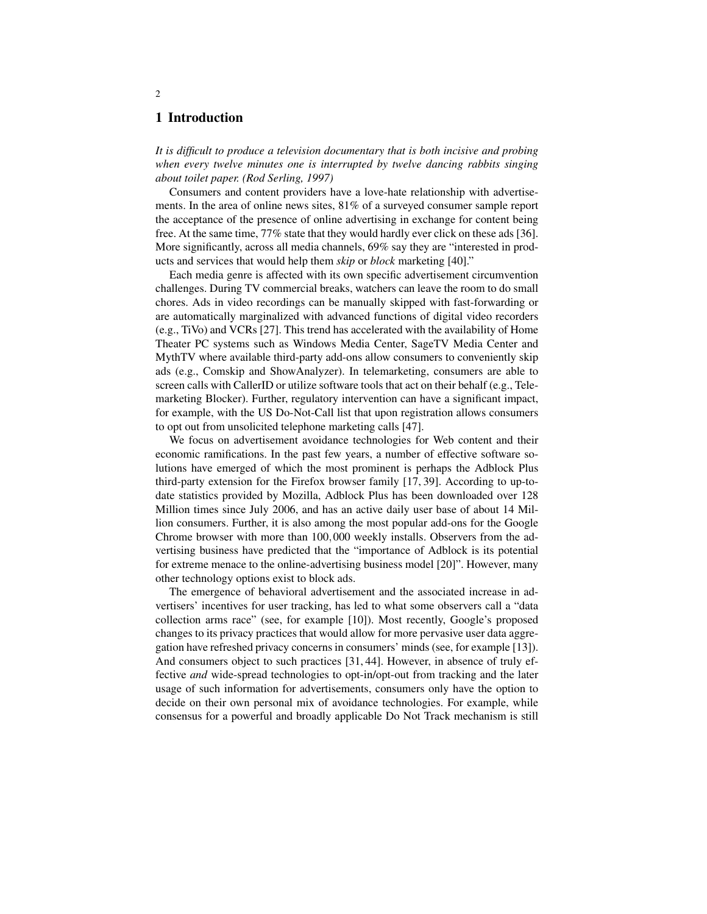# 1 Introduction

*It is difficult to produce a television documentary that is both incisive and probing when every twelve minutes one is interrupted by twelve dancing rabbits singing about toilet paper. (Rod Serling, 1997)*

Consumers and content providers have a love-hate relationship with advertisements. In the area of online news sites, 81% of a surveyed consumer sample report the acceptance of the presence of online advertising in exchange for content being free. At the same time, 77% state that they would hardly ever click on these ads [36]. More significantly, across all media channels, 69% say they are "interested in products and services that would help them *skip* or *block* marketing [40]."

Each media genre is affected with its own specific advertisement circumvention challenges. During TV commercial breaks, watchers can leave the room to do small chores. Ads in video recordings can be manually skipped with fast-forwarding or are automatically marginalized with advanced functions of digital video recorders (e.g., TiVo) and VCRs [27]. This trend has accelerated with the availability of Home Theater PC systems such as Windows Media Center, SageTV Media Center and MythTV where available third-party add-ons allow consumers to conveniently skip ads (e.g., Comskip and ShowAnalyzer). In telemarketing, consumers are able to screen calls with CallerID or utilize software tools that act on their behalf (e.g., Telemarketing Blocker). Further, regulatory intervention can have a significant impact, for example, with the US Do-Not-Call list that upon registration allows consumers to opt out from unsolicited telephone marketing calls [47].

We focus on advertisement avoidance technologies for Web content and their economic ramifications. In the past few years, a number of effective software solutions have emerged of which the most prominent is perhaps the Adblock Plus third-party extension for the Firefox browser family [17, 39]. According to up-to-date statistics provided by Mozilla, Adblock Plus has been downloaded over 128 Million times since July 2006, and has an active daily user base of about 14 Million consumers. Further, it is also among the most popular add-ons for the Google Chrome browser with more than 100,000 weekly installs. Observers from the advertising business have predicted that the "importance of Adblock is its potential for extreme menace to the online-advertising business model [20]". However, many other technology options exist to block ads.

The emergence of behavioral advertisement and the associated increase in advertisers' incentives for user tracking, has led to what some observers call a "data collection arms race" (see, for example [10]). Most recently, Google's proposed changes to its privacy practices that would allow for more pervasive user data aggregation have refreshed privacy concerns in consumers' minds (see, for example [13]). And consumers object to such practices [31, 44]. However, in absence of truly effective *and* wide-spread technologies to opt-in/opt-out from tracking and the later usage of such information for advertisements, consumers only have the option to decide on their own personal mix of avoidance technologies. For example, while consensus for a powerful and broadly applicable Do Not Track mechanism is still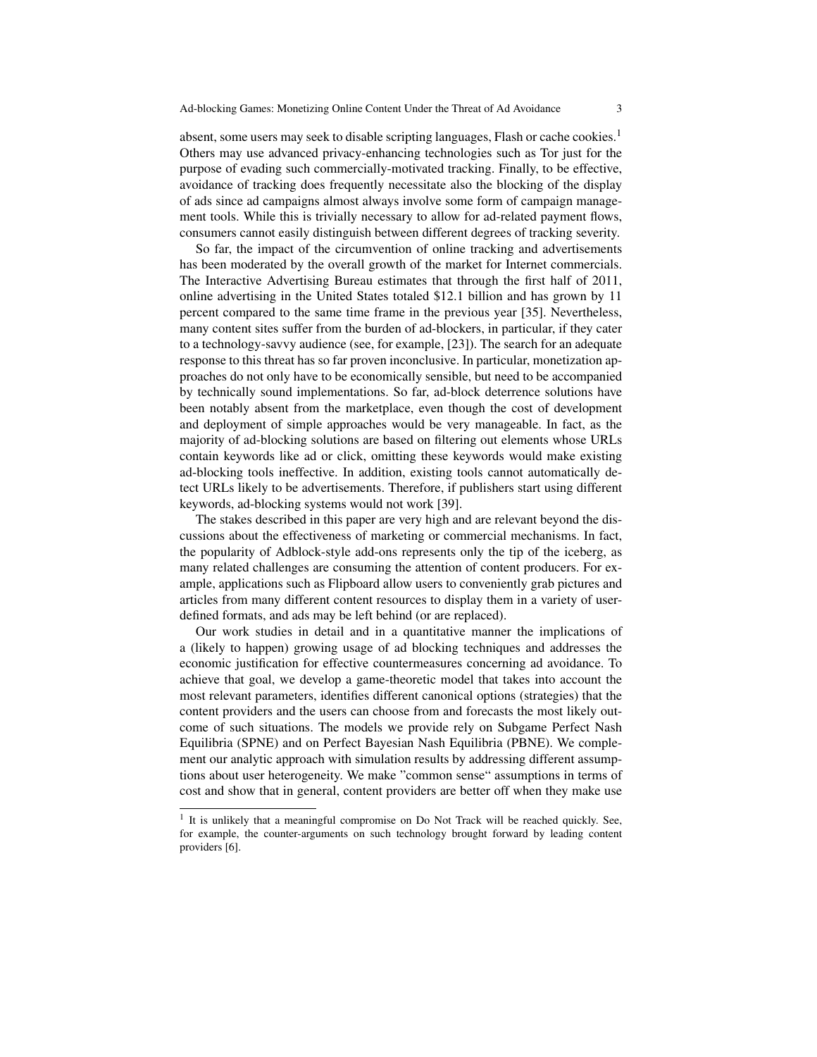absent, some users may seek to disable scripting languages, Flash or cache cookies.[1] Others may use advanced privacy-enhancing technologies such as Tor just for the purpose of evading such commercially-motivated tracking. Finally, to be effective, avoidance of tracking does frequently necessitate also the blocking of the display of ads since ad campaigns almost always involve some form of campaign management tools. While this is trivially necessary to allow for ad-related payment flows, consumers cannot easily distinguish between different degrees of tracking severity.

So far, the impact of the circumvention of online tracking and advertisements has been moderated by the overall growth of the market for Internet commercials. The Interactive Advertising Bureau estimates that through the first half of 2011, online advertising in the United States totaled $12.1 billion and has grown by 11 percent compared to the same time frame in the previous year [35]. Nevertheless, many content sites suffer from the burden of ad-blockers, in particular, if they cater to a technology-savvy audience (see, for example, [23]). The search for an adequate response to this threat has so far proven inconclusive. In particular, monetization approaches do not only have to be economically sensible, but need to be accompanied by technically sound implementations. So far, ad-block deterrence solutions have been notably absent from the marketplace, even though the cost of development and deployment of simple approaches would be very manageable. In fact, as the majority of ad-blocking solutions are based on filtering out elements whose URLs contain keywords like ad or click, omitting these keywords would make existing ad-blocking tools ineffective. In addition, existing tools cannot automatically detect URLs likely to be advertisements. Therefore, if publishers start using different keywords, ad-blocking systems would not work [39].

The stakes described in this paper are very high and are relevant beyond the discussions about the effectiveness of marketing or commercial mechanisms. In fact, the popularity of Adblock-style add-ons represents only the tip of the iceberg, as many related challenges are consuming the attention of content producers. For example, applications such as Flipboard allow users to conveniently grab pictures and articles from many different content resources to display them in a variety of user-defined formats, and ads may be left behind (or are replaced).

Our work studies in detail and in a quantitative manner the implications of a (likely to happen) growing usage of ad blocking techniques and addresses the economic justification for effective countermeasures concerning ad avoidance. To achieve that goal, we develop a game-theoretic model that takes into account the most relevant parameters, identifies different canonical options (strategies) that the content providers and the users can choose from and forecasts the most likely outcome of such situations. The models we provide rely on Subgame Perfect Nash Equilibria (SPNE) and on Perfect Bayesian Nash Equilibria (PBNE). We complement our analytic approach with simulation results by addressing different assumptions about user heterogeneity. We make "common sense" assumptions in terms of cost and show that in general, content providers are better off when they make use

[1] It is unlikely that a meaningful compromise on Do Not Track will be reached quickly. See, for example, the counter-arguments on such technology brought forward by leading content providers [6].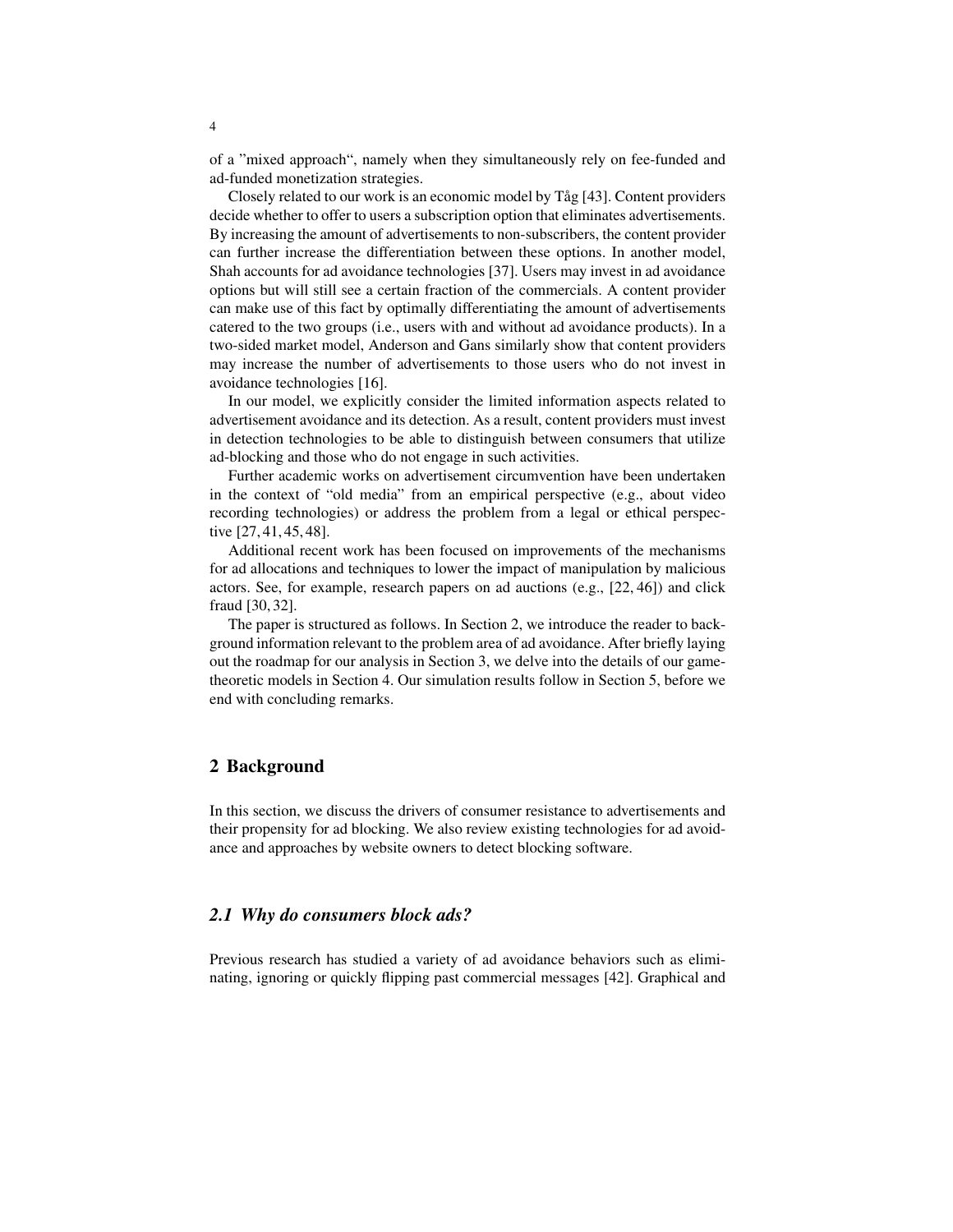of a "mixed approach", namely when they simultaneously rely on fee-funded and ad-funded monetization strategies.

Closely related to our work is an economic model by Tåg [43]. Content providers decide whether to offer to users a subscription option that eliminates advertisements. By increasing the amount of advertisements to non-subscribers, the content provider can further increase the differentiation between these options. In another model, Shah accounts for ad avoidance technologies [37]. Users may invest in ad avoidance options but will still see a certain fraction of the commercials. A content provider can make use of this fact by optimally differentiating the amount of advertisements catered to the two groups (i.e., users with and without ad avoidance products). In a two-sided market model, Anderson and Gans similarly show that content providers may increase the number of advertisements to those users who do not invest in avoidance technologies [16].

In our model, we explicitly consider the limited information aspects related to advertisement avoidance and its detection. As a result, content providers must invest in detection technologies to be able to distinguish between consumers that utilize ad-blocking and those who do not engage in such activities.

Further academic works on advertisement circumvention have been undertaken in the context of "old media" from an empirical perspective (e.g., about video recording technologies) or address the problem from a legal or ethical perspective [27, 41, 45, 48].

Additional recent work has been focused on improvements of the mechanisms for ad allocations and techniques to lower the impact of manipulation by malicious actors. See, for example, research papers on ad auctions (e.g., [22, 46]) and click fraud [30, 32].

The paper is structured as follows. In Section 2, we introduce the reader to background information relevant to the problem area of ad avoidance. After briefly laying out the roadmap for our analysis in Section 3, we delve into the details of our game-theoretic models in Section 4. Our simulation results follow in Section 5, before we end with concluding remarks.

## 2 Background

In this section, we discuss the drivers of consumer resistance to advertisements and their propensity for ad blocking. We also review existing technologies for ad avoidance and approaches by website owners to detect blocking software.

### *2.1 Why do consumers block ads?*

Previous research has studied a variety of ad avoidance behaviors such as eliminating, ignoring or quickly flipping past commercial messages [42]. Graphical and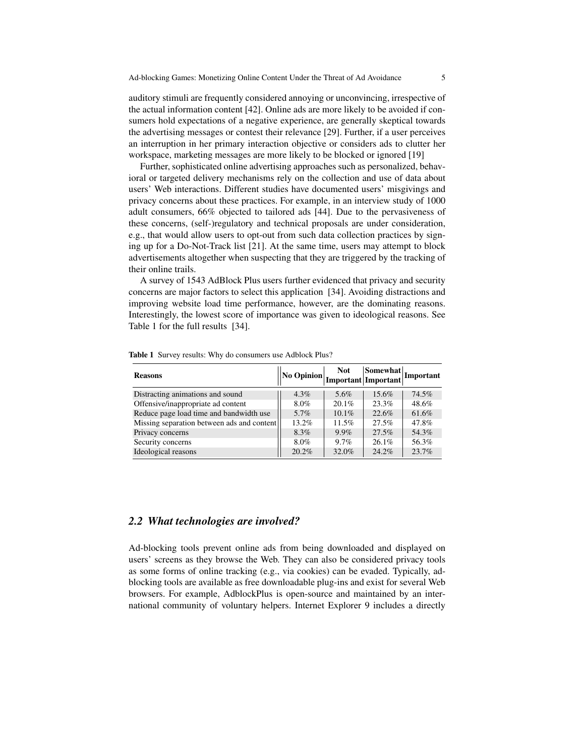auditory stimuli are frequently considered annoying or unconvincing, irrespective of the actual information content [42]. Online ads are more likely to be avoided if consumers hold expectations of a negative experience, are generally skeptical towards the advertising messages or contest their relevance [29]. Further, if a user perceives an interruption in her primary interaction objective or considers ads to clutter her workspace, marketing messages are more likely to be blocked or ignored [19]

Further, sophisticated online advertising approaches such as personalized, behavioral or targeted delivery mechanisms rely on the collection and use of data about users' Web interactions. Different studies have documented users' misgivings and privacy concerns about these practices. For example, in an interview study of 1000 adult consumers, 66% objected to tailored ads [44]. Due to the pervasiveness of these concerns, (self-)regulatory and technical proposals are under consideration, e.g., that would allow users to opt-out from such data collection practices by signing up for a Do-Not-Track list [21]. At the same time, users may attempt to block advertisements altogether when suspecting that they are triggered by the tracking of their online trails.

A survey of 1543 AdBlock Plus users further evidenced that privacy and security concerns are major factors to select this application [34]. Avoiding distractions and improving website load time performance, however, are the dominating reasons. Interestingly, the lowest score of importance was given to ideological reasons. See Table 1 for the full results [34].

**Table 1** Survey results: Why do consumers use Adblock Plus?

| Reasons | No Opinion | Not Important | Somewhat Important | Important |
|---|---|---|---|---|
| Distracting animations and sound | 4.3% | 5.6% | 15.6% | 74.5% |
| Offensive/inappropriate ad content | 8.0% | 20.1% | 23.3% | 48.6% |
| Reduce page load time and bandwidth use | 5.7% | 10.1% | 22.6% | 61.6% |
| Missing separation between ads and content | 13.2% | 11.5% | 27.5% | 47.8% |
| Privacy concerns | 8.3% | 9.9% | 27.5% | 54.3% |
| Security concerns | 8.0% | 9.7% | 26.1% | 56.3% |
| Ideological reasons | 20.2% | 32.0% | 24.2% | 23.7% |

## *2.2 What technologies are involved?*

Ad-blocking tools prevent online ads from being downloaded and displayed on users' screens as they browse the Web. They can also be considered privacy tools as some forms of online tracking (e.g., via cookies) can be evaded. Typically, ad-blocking tools are available as free downloadable plug-ins and exist for several Web browsers. For example, AdblockPlus is open-source and maintained by an international community of voluntary helpers. Internet Explorer 9 includes a directly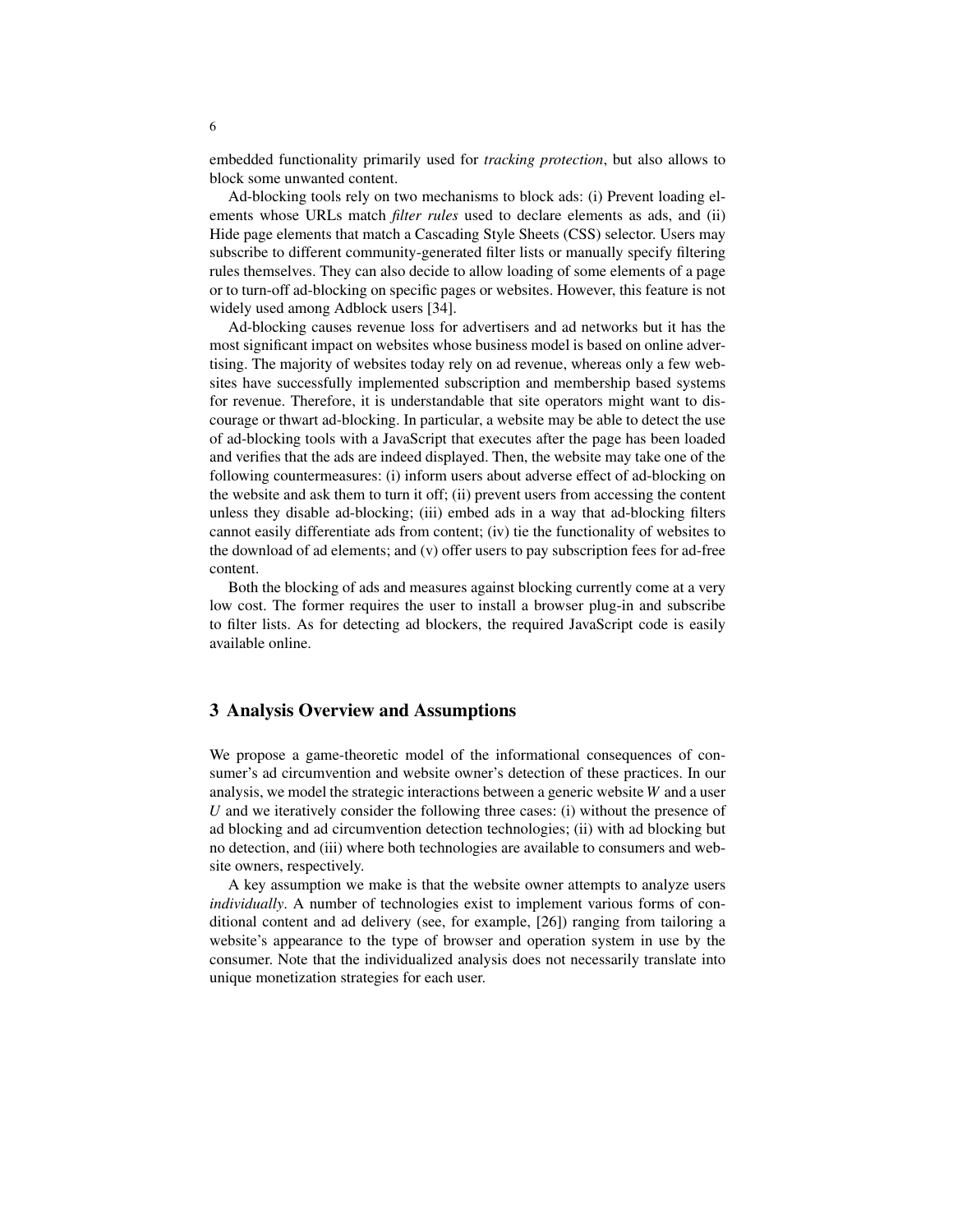embedded functionality primarily used for *tracking protection*, but also allows to block some unwanted content.

Ad-blocking tools rely on two mechanisms to block ads: (i) Prevent loading elements whose URLs match *filter rules* used to declare elements as ads, and (ii) Hide page elements that match a Cascading Style Sheets (CSS) selector. Users may subscribe to different community-generated filter lists or manually specify filtering rules themselves. They can also decide to allow loading of some elements of a page or to turn-off ad-blocking on specific pages or websites. However, this feature is not widely used among Adblock users [34].

Ad-blocking causes revenue loss for advertisers and ad networks but it has the most significant impact on websites whose business model is based on online advertising. The majority of websites today rely on ad revenue, whereas only a few websites have successfully implemented subscription and membership based systems for revenue. Therefore, it is understandable that site operators might want to discourage or thwart ad-blocking. In particular, a website may be able to detect the use of ad-blocking tools with a JavaScript that executes after the page has been loaded and verifies that the ads are indeed displayed. Then, the website may take one of the following countermeasures: (i) inform users about adverse effect of ad-blocking on the website and ask them to turn it off; (ii) prevent users from accessing the content unless they disable ad-blocking; (iii) embed ads in a way that ad-blocking filters cannot easily differentiate ads from content; (iv) tie the functionality of websites to the download of ad elements; and (v) offer users to pay subscription fees for ad-free content.

Both the blocking of ads and measures against blocking currently come at a very low cost. The former requires the user to install a browser plug-in and subscribe to filter lists. As for detecting ad blockers, the required JavaScript code is easily available online.

## 3 Analysis Overview and Assumptions

We propose a game-theoretic model of the informational consequences of consumer's ad circumvention and website owner's detection of these practices. In our analysis, we model the strategic interactions between a generic website $W$ and a user $U$ and we iteratively consider the following three cases: (i) without the presence of ad blocking and ad circumvention detection technologies; (ii) with ad blocking but no detection, and (iii) where both technologies are available to consumers and website owners, respectively.

A key assumption we make is that the website owner attempts to analyze users *individually*. A number of technologies exist to implement various forms of conditional content and ad delivery (see, for example, [26]) ranging from tailoring a website's appearance to the type of browser and operation system in use by the consumer. Note that the individualized analysis does not necessarily translate into unique monetization strategies for each user.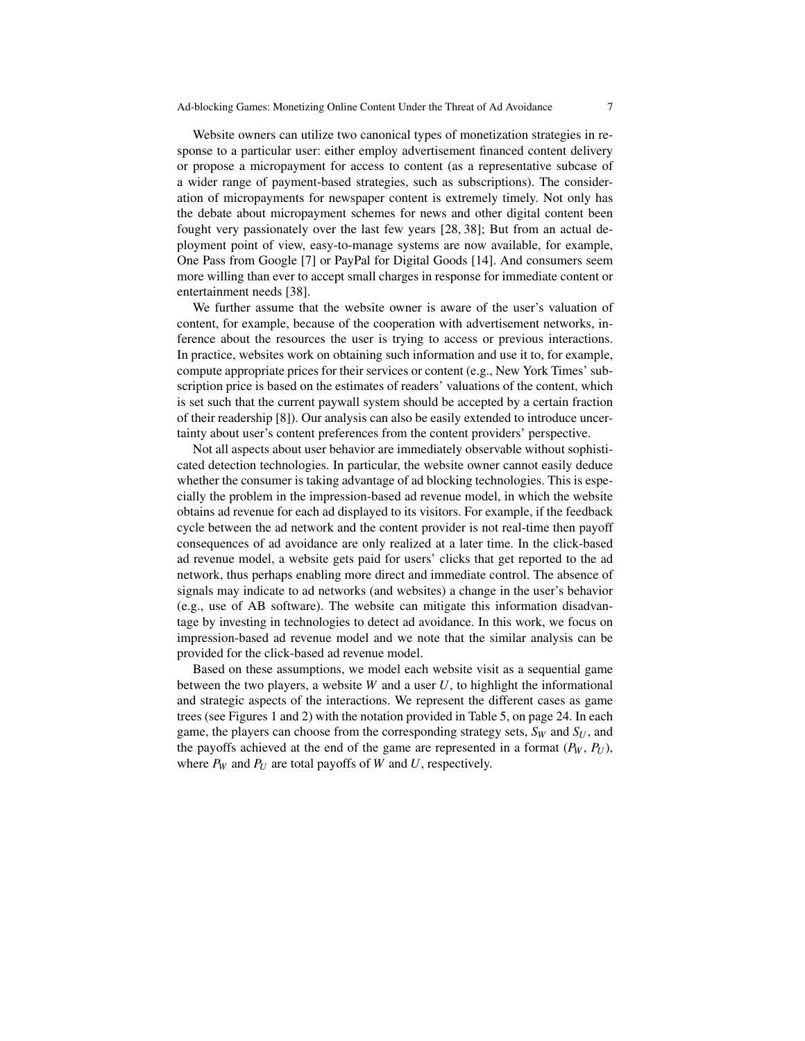Website owners can utilize two canonical types of monetization strategies in response to a particular user: either employ advertisement financed content delivery or propose a micropayment for access to content (as a representative subcase of a wider range of payment-based strategies, such as subscriptions). The consideration of micropayments for newspaper content is extremely timely. Not only has the debate about micropayment schemes for news and other digital content been fought very passionately over the last few years [28, 38]; But from an actual deployment point of view, easy-to-manage systems are now available, for example, One Pass from Google [7] or PayPal for Digital Goods [14]. And consumers seem more willing than ever to accept small charges in response for immediate content or entertainment needs [38].

We further assume that the website owner is aware of the user's valuation of content, for example, because of the cooperation with advertisement networks, inference about the resources the user is trying to access or previous interactions. In practice, websites work on obtaining such information and use it to, for example, compute appropriate prices for their services or content (e.g., New York Times' subscription price is based on the estimates of readers' valuations of the content, which is set such that the current paywall system should be accepted by a certain fraction of their readership [8]). Our analysis can also be easily extended to introduce uncertainty about user's content preferences from the content providers' perspective.

Not all aspects about user behavior are immediately observable without sophisticated detection technologies. In particular, the website owner cannot easily deduce whether the consumer is taking advantage of ad blocking technologies. This is especially the problem in the impression-based ad revenue model, in which the website obtains ad revenue for each ad displayed to its visitors. For example, if the feedback cycle between the ad network and the content provider is not real-time then payoff consequences of ad avoidance are only realized at a later time. In the click-based ad revenue model, a website gets paid for users' clicks that get reported to the ad network, thus perhaps enabling more direct and immediate control. The absence of signals may indicate to ad networks (and websites) a change in the user's behavior (e.g., use of AB software). The website can mitigate this information disadvantage by investing in technologies to detect ad avoidance. In this work, we focus on impression-based ad revenue model and we note that the similar analysis can be provided for the click-based ad revenue model.

Based on these assumptions, we model each website visit as a sequential game between the two players, a website $W$ and a user $U$, to highlight the informational and strategic aspects of the interactions. We represent the different cases as game trees (see Figures 1 and 2) with the notation provided in Table 5, on page 24. In each game, the players can choose from the corresponding strategy sets, $S_W$ and $S_U$, and the payoffs achieved at the end of the game are represented in a format ($P_W$, $P_U$), where $P_W$ and $P_U$ are total payoffs of $W$ and $U$, respectively.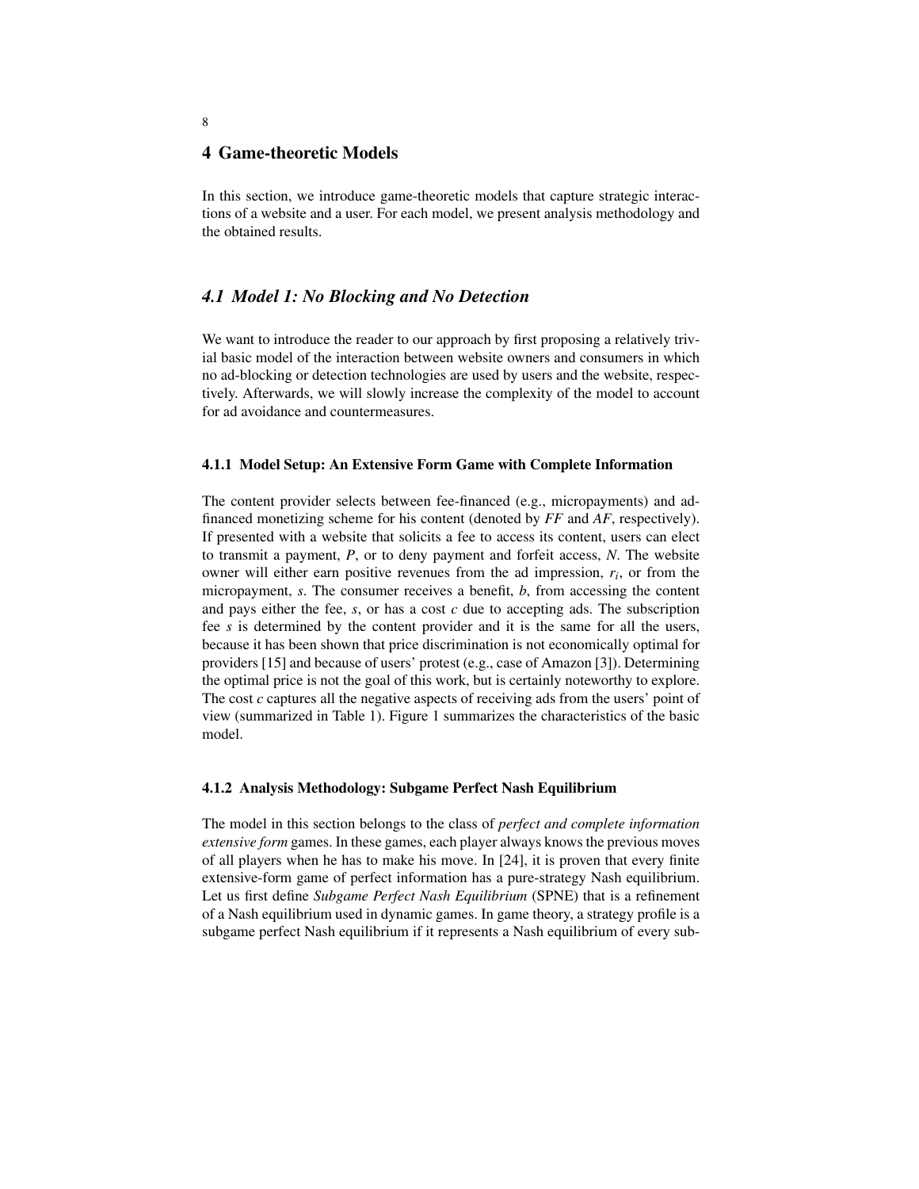## 4 Game-theoretic Models

In this section, we introduce game-theoretic models that capture strategic interactions of a website and a user. For each model, we present analysis methodology and the obtained results.

### 4.1 Model 1: No Blocking and No Detection

We want to introduce the reader to our approach by first proposing a relatively trivial basic model of the interaction between website owners and consumers in which no ad-blocking or detection technologies are used by users and the website, respectively. Afterwards, we will slowly increase the complexity of the model to account for ad avoidance and countermeasures.

#### 4.1.1 Model Setup: An Extensive Form Game with Complete Information

The content provider selects between fee-financed (e.g., micropayments) and ad-financed monetizing scheme for his content (denoted by *FF* and *AF*, respectively). If presented with a website that solicits a fee to access its content, users can elect to transmit a payment, *P*, or to deny payment and forfeit access, *N*. The website owner will either earn positive revenues from the ad impression, $r_i$, or from the micropayment, $s$. The consumer receives a benefit, $b$, from accessing the content and pays either the fee, $s$, or has a cost $c$ due to accepting ads. The subscription fee $s$ is determined by the content provider and it is the same for all the users, because it has been shown that price discrimination is not economically optimal for providers [15] and because of users' protest (e.g., case of Amazon [3]). Determining the optimal price is not the goal of this work, but is certainly noteworthy to explore. The cost $c$ captures all the negative aspects of receiving ads from the users' point of view (summarized in Table 1). Figure 1 summarizes the characteristics of the basic model.

#### 4.1.2 Analysis Methodology: Subgame Perfect Nash Equilibrium

The model in this section belongs to the class of *perfect and complete information extensive form* games. In these games, each player always knows the previous moves of all players when he has to make his move. In [24], it is proven that every finite extensive-form game of perfect information has a pure-strategy Nash equilibrium. Let us first define *Subgame Perfect Nash Equilibrium* (SPNE) that is a refinement of a Nash equilibrium used in dynamic games. In game theory, a strategy profile is a subgame perfect Nash equilibrium if it represents a Nash equilibrium of every sub-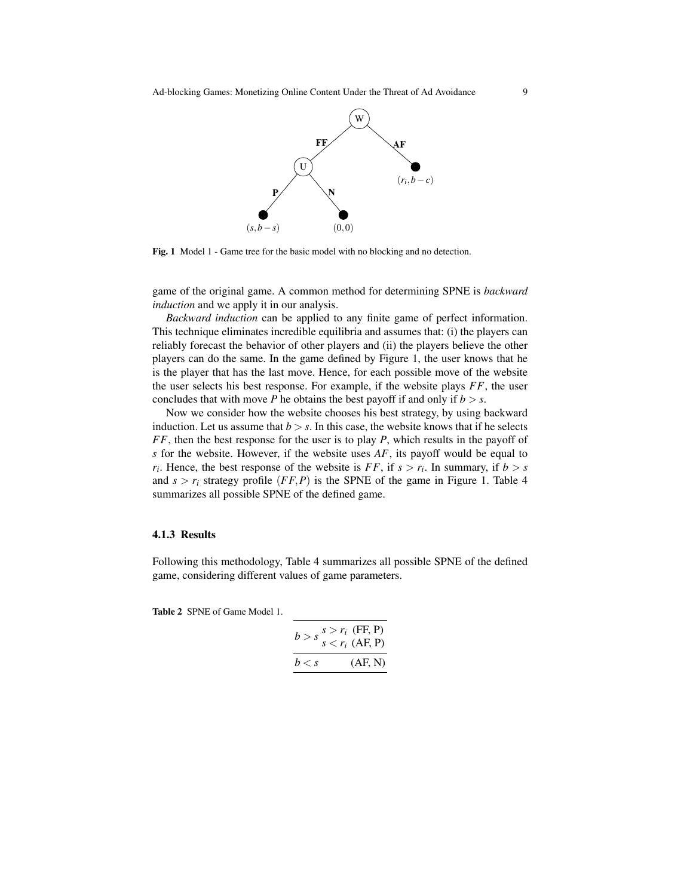Fig. 1 Model 1 - Game tree for the basic model with no blocking and no detection.

game of the original game. A common method for determining SPNE is *backward induction* and we apply it in our analysis.

*Backward induction* can be applied to any finite game of perfect information. This technique eliminates incredible equilibria and assumes that: (i) the players can reliably forecast the behavior of other players and (ii) the players believe the other players can do the same. In the game defined by Figure 1, the user knows that he is the player that has the last move. Hence, for each possible move of the website the user selects his best response. For example, if the website plays $FF$, the user concludes that with move $P$ he obtains the best payoff if and only if $b > s$.

Now we consider how the website chooses his best strategy, by using backward induction. Let us assume that $b > s$. In this case, the website knows that if he selects $FF$, then the best response for the user is to play $P$, which results in the payoff of $s$ for the website. However, if the website uses $AF$, its payoff would be equal to $r_i$. Hence, the best response of the website is $FF$, if $s > r_i$. In summary, if $b > s$ and $s > r_i$ strategy profile $(FF, P)$ is the SPNE of the game in Figure 1. Table 4 summarizes all possible SPNE of the defined game.

### 4.1.3 Results

Following this methodology, Table 4 summarizes all possible SPNE of the defined game, considering different values of game parameters.

**Table 2** SPNE of Game Model 1.

| | | |
|---|---|---|
| $b > s$ | $s > r_i$ | (FF, P) |
| | $s < r_i$ | (AF, P) |
| $b < s$ | | (AF, N) |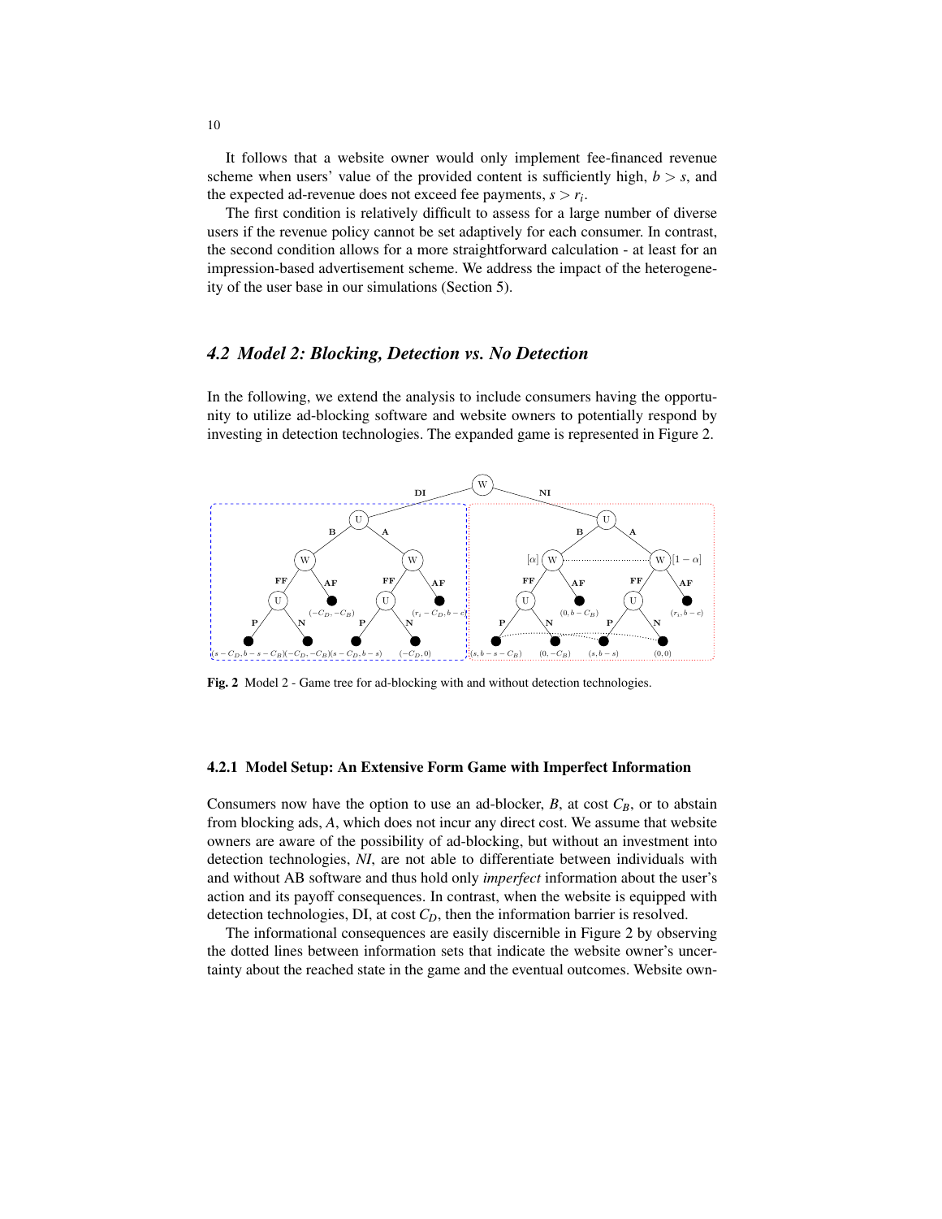It follows that a website owner would only implement fee-financed revenue scheme when users' value of the provided content is sufficiently high, $b > s$, and the expected ad-revenue does not exceed fee payments, $s > r_i$.

The first condition is relatively difficult to assess for a large number of diverse users if the revenue policy cannot be set adaptively for each consumer. In contrast, the second condition allows for a more straightforward calculation - at least for an impression-based advertisement scheme. We address the impact of the heterogeneity of the user base in our simulations (Section 5).

## 4.2 Model 2: Blocking, Detection vs. No Detection

In the following, we extend the analysis to include consumers having the opportunity to utilize ad-blocking software and website owners to potentially respond by investing in detection technologies. The expanded game is represented in Figure 2.

**Fig. 2** Model 2 - Game tree for ad-blocking with and without detection technologies.

### 4.2.1 Model Setup: An Extensive Form Game with Imperfect Information

Consumers now have the option to use an ad-blocker, *B*, at cost $C_B$, or to abstain from blocking ads, *A*, which does not incur any direct cost. We assume that website owners are aware of the possibility of ad-blocking, but without an investment into detection technologies, *NI*, are not able to differentiate between individuals with and without AB software and thus hold only *imperfect* information about the user's action and its payoff consequences. In contrast, when the website is equipped with detection technologies, DI, at cost $C_D$, then the information barrier is resolved.

The informational consequences are easily discernible in Figure 2 by observing the dotted lines between information sets that indicate the website owner's uncertainty about the reached state in the game and the eventual outcomes. Website own-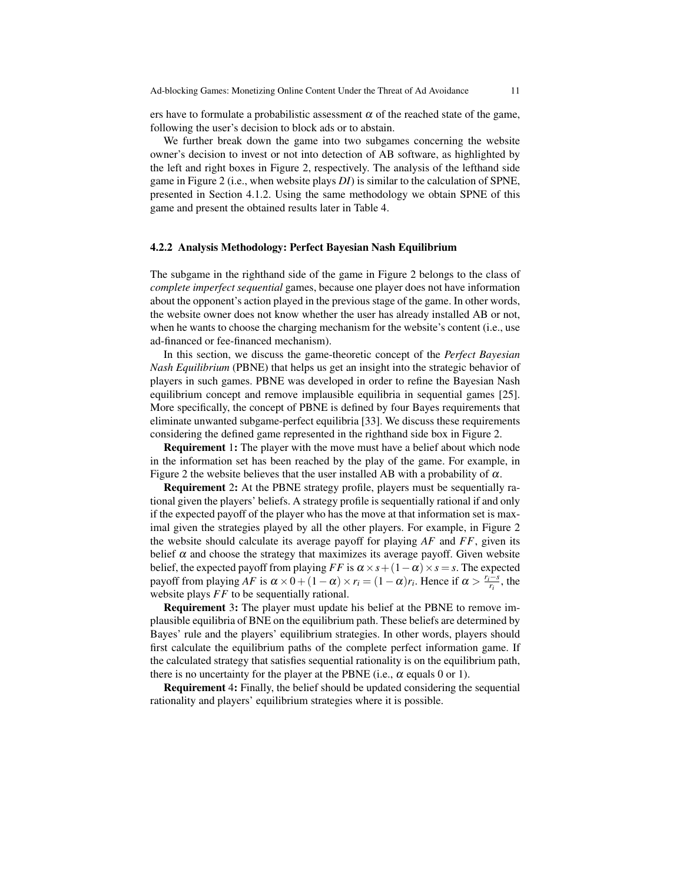ers have to formulate a probabilistic assessment $\alpha$ of the reached state of the game, following the user's decision to block ads or to abstain.

We further break down the game into two subgames concerning the website owner's decision to invest or not into detection of AB software, as highlighted by the left and right boxes in Figure 2, respectively. The analysis of the lefthand side game in Figure 2 (i.e., when website plays *DI*) is similar to the calculation of SPNE, presented in Section 4.1.2. Using the same methodology we obtain SPNE of this game and present the obtained results later in Table 4.

### 4.2.2 Analysis Methodology: Perfect Bayesian Nash Equilibrium

The subgame in the righthand side of the game in Figure 2 belongs to the class of *complete imperfect sequential* games, because one player does not have information about the opponent's action played in the previous stage of the game. In other words, the website owner does not know whether the user has already installed AB or not, when he wants to choose the charging mechanism for the website's content (i.e., use ad-financed or fee-financed mechanism).

In this section, we discuss the game-theoretic concept of the *Perfect Bayesian Nash Equilibrium* (PBNE) that helps us get an insight into the strategic behavior of players in such games. PBNE was developed in order to refine the Bayesian Nash equilibrium concept and remove implausible equilibria in sequential games [25]. More specifically, the concept of PBNE is defined by four Bayes requirements that eliminate unwanted subgame-perfect equilibria [33]. We discuss these requirements considering the defined game represented in the righthand side box in Figure 2.

**Requirement 1:** The player with the move must have a belief about which node in the information set has been reached by the play of the game. For example, in Figure 2 the website believes that the user installed AB with a probability of $\alpha$.

**Requirement 2:** At the PBNE strategy profile, players must be sequentially rational given the players' beliefs. A strategy profile is sequentially rational if and only if the expected payoff of the player who has the move at that information set is maximal given the strategies played by all the other players. For example, in Figure 2 the website should calculate its average payoff for playing $AF$ and $FF$, given its belief $\alpha$ and choose the strategy that maximizes its average payoff. Given website belief, the expected payoff from playing $FF$ is $\alpha \times s + (1-\alpha) \times s = s$. The expected payoff from playing $AF$ is $\alpha \times 0 + (1-\alpha) \times r_i = (1-\alpha)r_i$. Hence if $\alpha > \frac{r_i - s}{r_i}$, the website plays $FF$ to be sequentially rational.

**Requirement 3:** The player must update his belief at the PBNE to remove implausible equilibria of BNE on the equilibrium path. These beliefs are determined by Bayes' rule and the players' equilibrium strategies. In other words, players should first calculate the equilibrium paths of the complete perfect information game. If the calculated strategy that satisfies sequential rationality is on the equilibrium path, there is no uncertainty for the player at the PBNE (i.e., $\alpha$ equals 0 or 1).

**Requirement 4:** Finally, the belief should be updated considering the sequential rationality and players' equilibrium strategies where it is possible.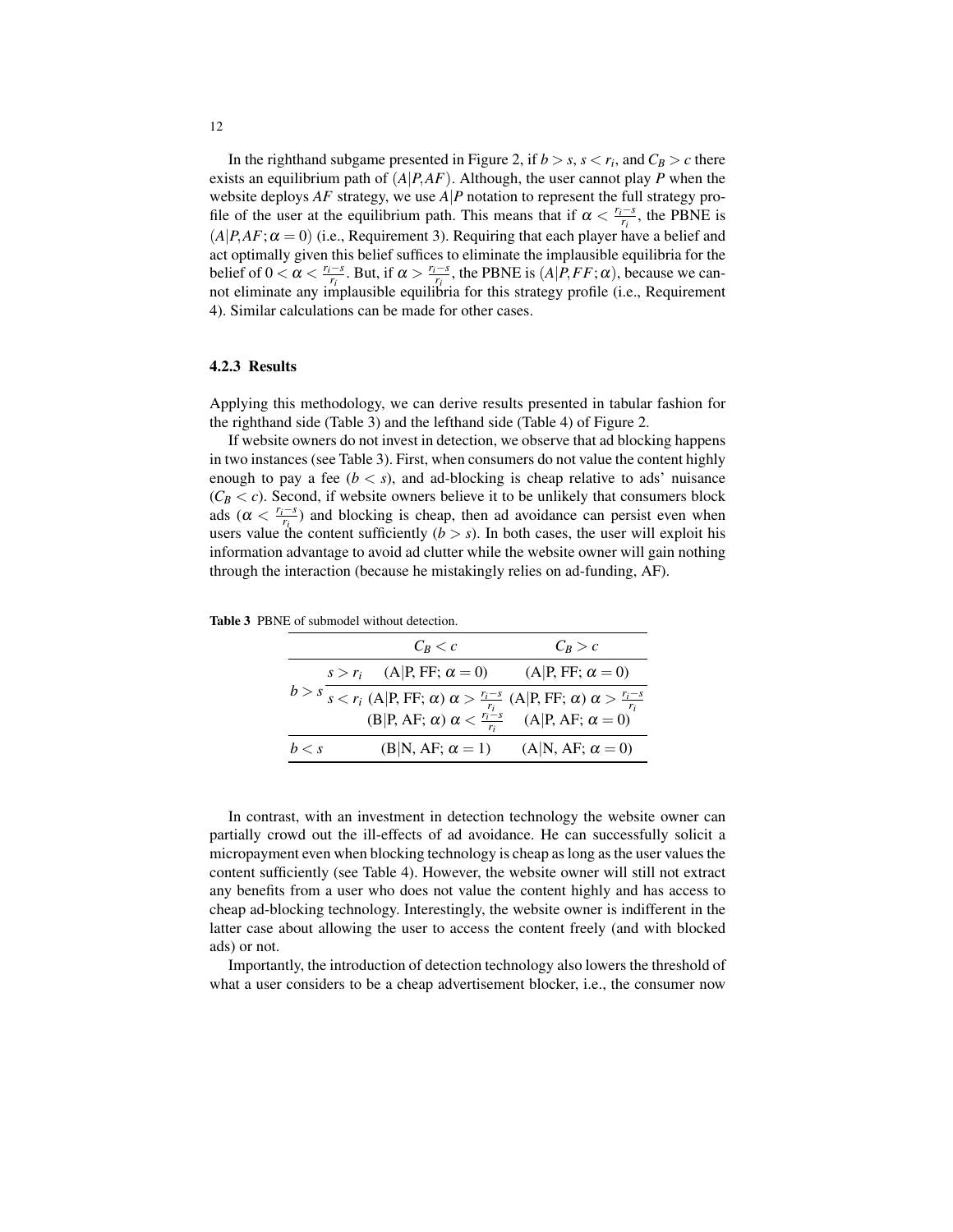In the righthand subgame presented in Figure 2, if $b > s$, $s < r_i$, and $C_B > c$ there exists an equilibrium path of $(A|P,AF)$. Although, the user cannot play $P$ when the website deploys $AF$ strategy, we use $A|P$ notation to represent the full strategy profile of the user at the equilibrium path. This means that if $\alpha < \frac{r_i - s}{r_i}$, the PBNE is $(A|P,AF;\alpha = 0)$ (i.e., Requirement 3). Requiring that each player have a belief and act optimally given this belief suffices to eliminate the implausible equilibria for the belief of $0 < \alpha < \frac{r_i - s}{r_i}$. But, if $\alpha > \frac{r_i - s}{r_i}$, the PBNE is $(A|P,FF;\alpha)$, because we cannot eliminate any implausible equilibria for this strategy profile (i.e., Requirement 4). Similar calculations can be made for other cases.

### 4.2.3 Results

Applying this methodology, we can derive results presented in tabular fashion for the righthand side (Table 3) and the lefthand side (Table 4) of Figure 2.

If website owners do not invest in detection, we observe that ad blocking happens in two instances (see Table 3). First, when consumers do not value the content highly enough to pay a fee ($b < s$), and ad-blocking is cheap relative to ads' nuisance ($C_B < c$). Second, if website owners believe it to be unlikely that consumers block ads ($\alpha < \frac{r_i - s}{r_i}$) and blocking is cheap, then ad avoidance can persist even when users value the content sufficiently ($b > s$). In both cases, the user will exploit his information advantage to avoid ad clutter while the website owner will gain nothing through the interaction (because he mistakingly relies on ad-funding, AF).

**Table 3** PBNE of submodel without detection.

| | | $C_B < c$ | $C_B > c$ |
|---|---|---|---|
| $b > s$ | $s > r_i$ | (A\|P, FF; $\alpha = 0$) | (A\|P, FF; $\alpha = 0$) |
| | $s < r_i$ | (A\|P, FF; $\alpha$) $\alpha > \frac{r_i - s}{r_i}$ | (A\|P, FF; $\alpha$) $\alpha > \frac{r_i - s}{r_i}$ |
| | | (B\|P, AF; $\alpha$) $\alpha < \frac{r_i - s}{r_i}$ | (A\|P, AF; $\alpha = 0$) |
| $b < s$ | | (B\|N, AF; $\alpha = 1$) | (A\|N, AF; $\alpha = 0$) |

In contrast, with an investment in detection technology the website owner can partially crowd out the ill-effects of ad avoidance. He can successfully solicit a micropayment even when blocking technology is cheap as long as the user values the content sufficiently (see Table 4). However, the website owner will still not extract any benefits from a user who does not value the content highly and has access to cheap ad-blocking technology. Interestingly, the website owner is indifferent in the latter case about allowing the user to access the content freely (and with blocked ads) or not.

Importantly, the introduction of detection technology also lowers the threshold of what a user considers to be a cheap advertisement blocker, i.e., the consumer now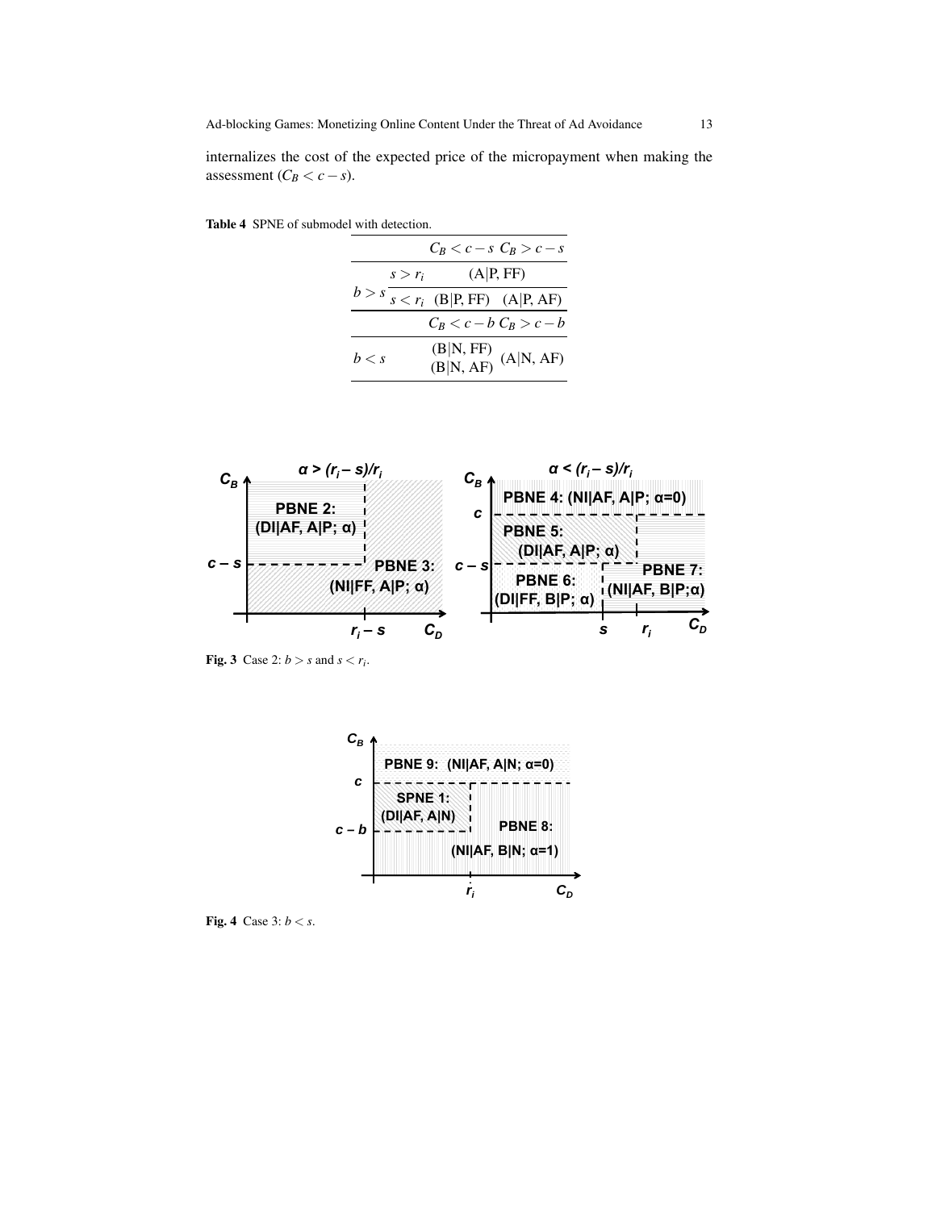internalizes the cost of the expected price of the micropayment when making the assessment ($C_B < c - s$).

**Table 4** SPNE of submodel with detection.

| | | $C_B < c - s$ | $C_B > c - s$ |
|---|---|---|---|
| $b > s$ | $s > r_i$ | (A\|P, FF) | |
| | $s < r_i$ | (B\|P, FF) | (A\|P, AF) |
| | | $C_B < c - b$ | $C_B > c - b$ |
| $b < s$ | | (B\|N, FF) (B\|N, AF) | (A\|N, AF) |

**Fig. 3** Case 2: $b > s$ and $s < r_i$.

**Fig. 4** Case 3: $b < s$.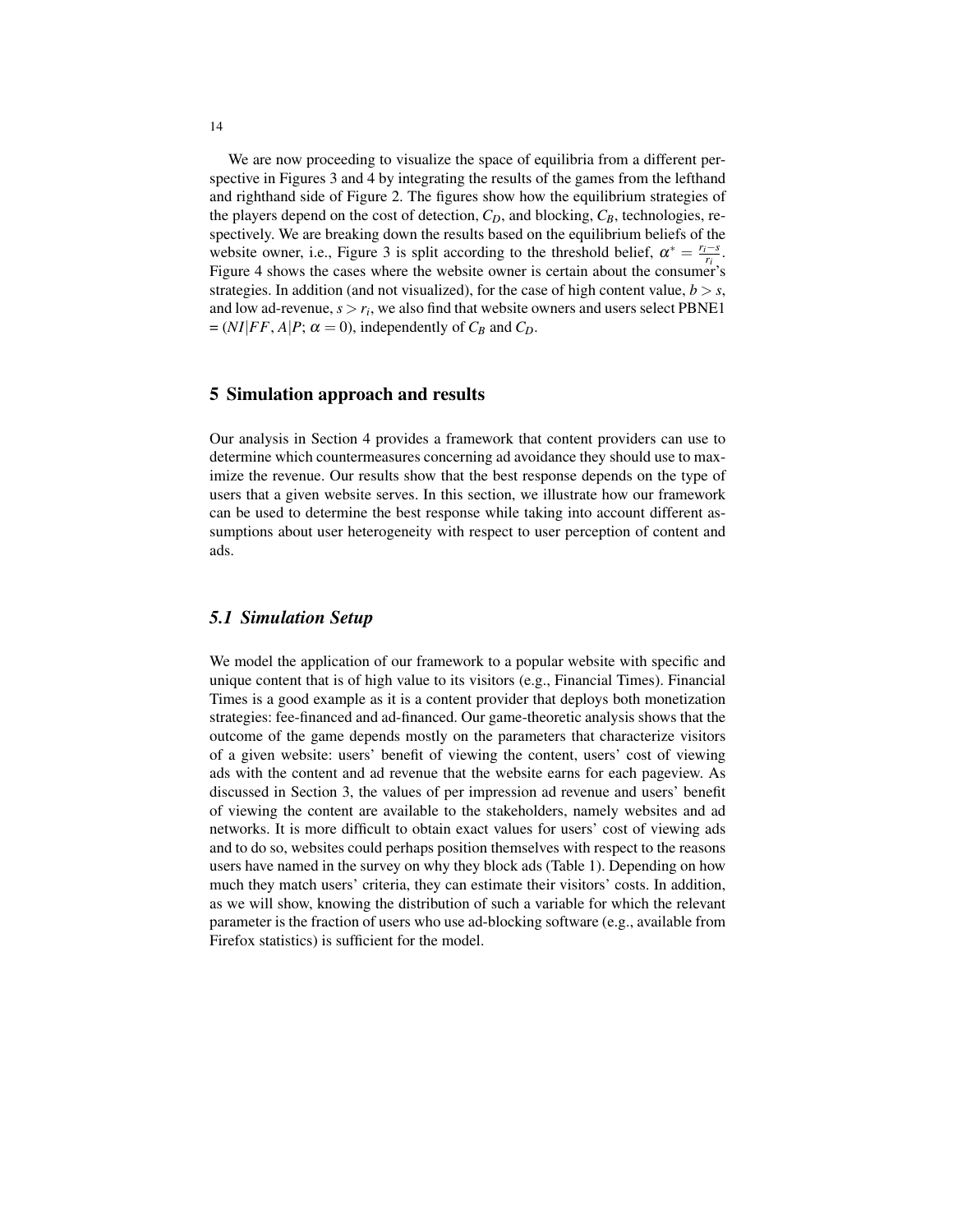We are now proceeding to visualize the space of equilibria from a different perspective in Figures 3 and 4 by integrating the results of the games from the lefthand and righthand side of Figure 2. The figures show how the equilibrium strategies of the players depend on the cost of detection, $C_D$, and blocking, $C_B$, technologies, respectively. We are breaking down the results based on the equilibrium beliefs of the website owner, i.e., Figure 3 is split according to the threshold belief, $\alpha^* = \frac{r_i - s}{r_i}$. Figure 4 shows the cases where the website owner is certain about the consumer's strategies. In addition (and not visualized), for the case of high content value, $b > s$, and low ad-revenue, $s > r_i$, we also find that website owners and users select PBNE1 = $(NI|FF, A|P; \alpha = 0)$, independently of $C_B$ and $C_D$.

## 5 Simulation approach and results

Our analysis in Section 4 provides a framework that content providers can use to determine which countermeasures concerning ad avoidance they should use to maximize the revenue. Our results show that the best response depends on the type of users that a given website serves. In this section, we illustrate how our framework can be used to determine the best response while taking into account different assumptions about user heterogeneity with respect to user perception of content and ads.

### *5.1 Simulation Setup*

We model the application of our framework to a popular website with specific and unique content that is of high value to its visitors (e.g., Financial Times). Financial Times is a good example as it is a content provider that deploys both monetization strategies: fee-financed and ad-financed. Our game-theoretic analysis shows that the outcome of the game depends mostly on the parameters that characterize visitors of a given website: users' benefit of viewing the content, users' cost of viewing ads with the content and ad revenue that the website earns for each pageview. As discussed in Section 3, the values of per impression ad revenue and users' benefit of viewing the content are available to the stakeholders, namely websites and ad networks. It is more difficult to obtain exact values for users' cost of viewing ads and to do so, websites could perhaps position themselves with respect to the reasons users have named in the survey on why they block ads (Table 1). Depending on how much they match users' criteria, they can estimate their visitors' costs. In addition, as we will show, knowing the distribution of such a variable for which the relevant parameter is the fraction of users who use ad-blocking software (e.g., available from Firefox statistics) is sufficient for the model.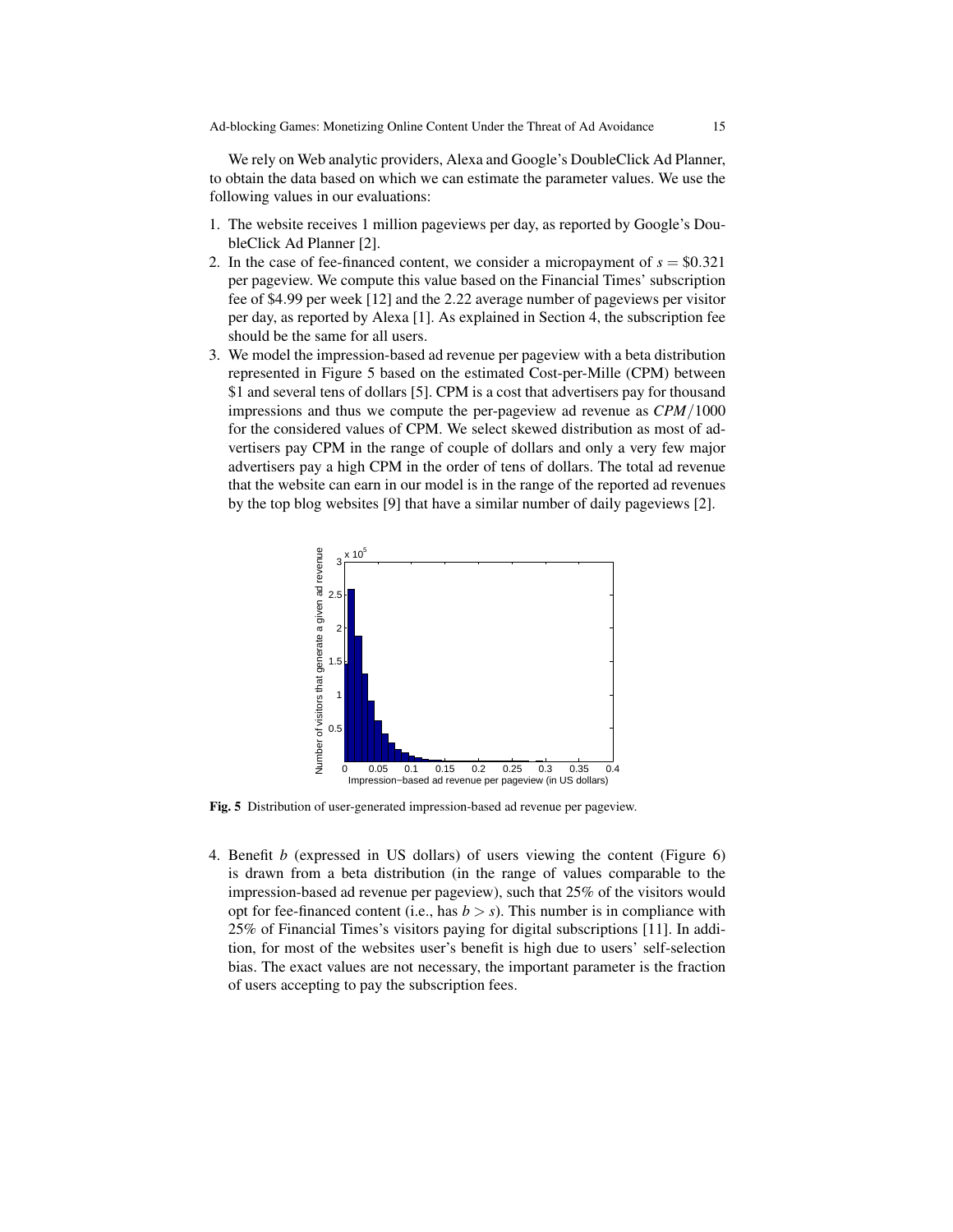We rely on Web analytic providers, Alexa and Google's DoubleClick Ad Planner, to obtain the data based on which we can estimate the parameter values. We use the following values in our evaluations:

1. The website receives 1 million pageviews per day, as reported by Google's DoubleClick Ad Planner [2].
2. In the case of fee-financed content, we consider a micropayment of $s = \$0.321$ per pageview. We compute this value based on the Financial Times' subscription fee of \$4.99 per week [12] and the 2.22 average number of pageviews per visitor per day, as reported by Alexa [1]. As explained in Section 4, the subscription fee should be the same for all users.
3. We model the impression-based ad revenue per pageview with a beta distribution represented in Figure 5 based on the estimated Cost-per-Mille (CPM) between \$1 and several tens of dollars [5]. CPM is a cost that advertisers pay for thousand impressions and thus we compute the per-pageview ad revenue as $CPM/1000$ for the considered values of CPM. We select skewed distribution as most of advertisers pay CPM in the range of couple of dollars and only a very few major advertisers pay a high CPM in the order of tens of dollars. The total ad revenue that the website can earn in our model is in the range of the reported ad revenues by the top blog websites [9] that have a similar number of daily pageviews [2].

Fig. 5 Distribution of user-generated impression-based ad revenue per pageview.

4. Benefit $b$ (expressed in US dollars) of users viewing the content (Figure 6) is drawn from a beta distribution (in the range of values comparable to the impression-based ad revenue per pageview), such that 25% of the visitors would opt for fee-financed content (i.e., has $b > s$). This number is in compliance with 25% of Financial Times's visitors paying for digital subscriptions [11]. In addition, for most of the websites user's benefit is high due to users' self-selection bias. The exact values are not necessary, the important parameter is the fraction of users accepting to pay the subscription fees.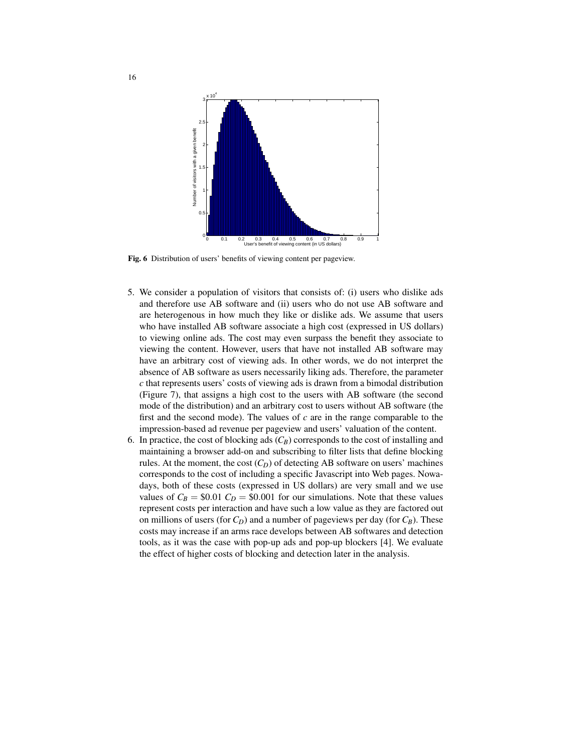Fig. 6 Distribution of users' benefits of viewing content per pageview.

5. We consider a population of visitors that consists of: (i) users who dislike ads and therefore use AB software and (ii) users who do not use AB software and are heterogenous in how much they like or dislike ads. We assume that users who have installed AB software associate a high cost (expressed in US dollars) to viewing online ads. The cost may even surpass the benefit they associate to viewing the content. However, users that have not installed AB software may have an arbitrary cost of viewing ads. In other words, we do not interpret the absence of AB software as users necessarily liking ads. Therefore, the parameter $c$ that represents users' costs of viewing ads is drawn from a bimodal distribution (Figure 7), that assigns a high cost to the users with AB software (the second mode of the distribution) and an arbitrary cost to users without AB software (the first and the second mode). The values of $c$ are in the range comparable to the impression-based ad revenue per pageview and users' valuation of the content.
6. In practice, the cost of blocking ads ($C_B$) corresponds to the cost of installing and maintaining a browser add-on and subscribing to filter lists that define blocking rules. At the moment, the cost ($C_D$) of detecting AB software on users' machines corresponds to the cost of including a specific Javascript into Web pages. Nowadays, both of these costs (expressed in US dollars) are very small and we use values of $C_B = \$0.01$ $C_D = \$0.001$ for our simulations. Note that these values represent costs per interaction and have such a low value as they are factored out on millions of users (for $C_D$) and a number of pageviews per day (for $C_B$). These costs may increase if an arms race develops between AB softwares and detection tools, as it was the case with pop-up ads and pop-up blockers [4]. We evaluate the effect of higher costs of blocking and detection later in the analysis.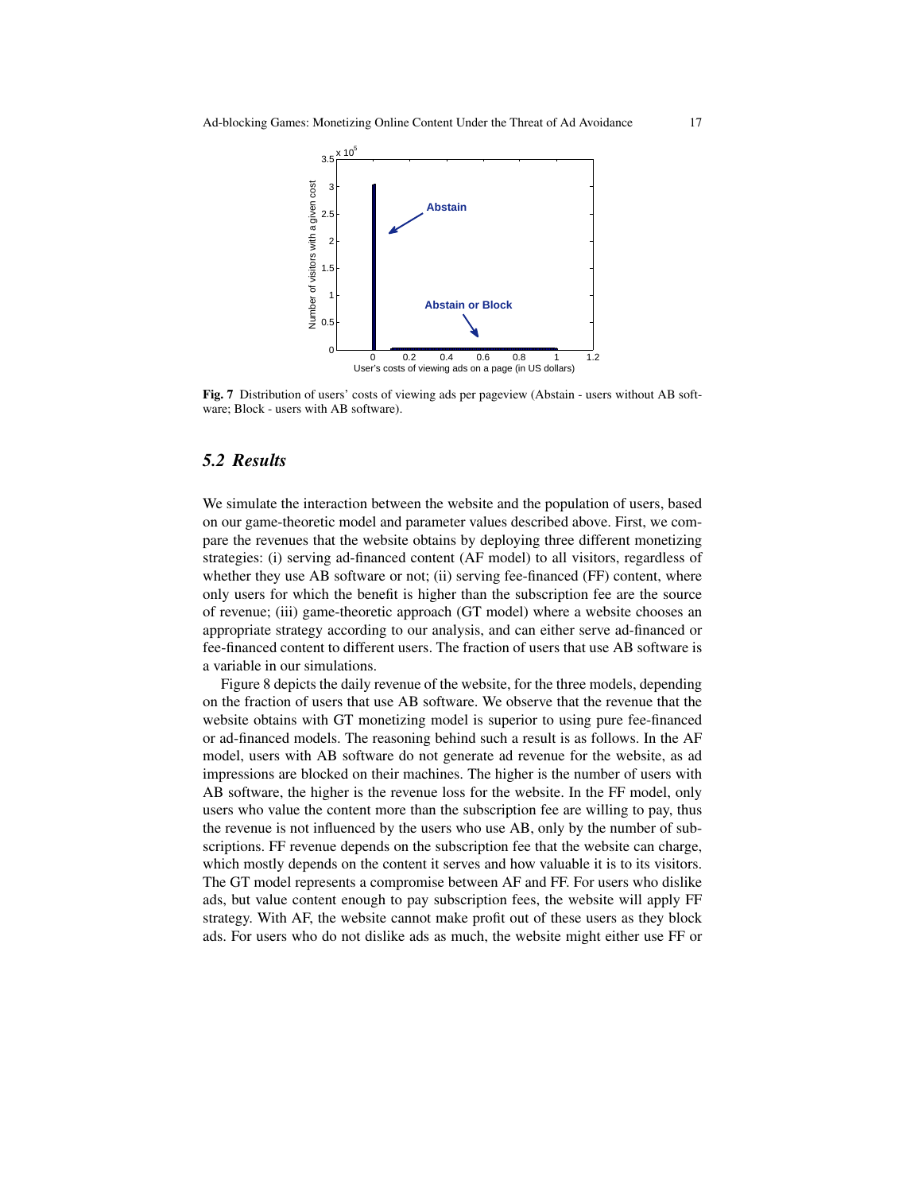Fig. 7 Distribution of users' costs of viewing ads per pageview (Abstain - users without AB software; Block - users with AB software).

### 5.2 Results

We simulate the interaction between the website and the population of users, based on our game-theoretic model and parameter values described above. First, we compare the revenues that the website obtains by deploying three different monetizing strategies: (i) serving ad-financed content (AF model) to all visitors, regardless of whether they use AB software or not; (ii) serving fee-financed (FF) content, where only users for which the benefit is higher than the subscription fee are the source of revenue; (iii) game-theoretic approach (GT model) where a website chooses an appropriate strategy according to our analysis, and can either serve ad-financed or fee-financed content to different users. The fraction of users that use AB software is a variable in our simulations.

Figure 8 depicts the daily revenue of the website, for the three models, depending on the fraction of users that use AB software. We observe that the revenue that the website obtains with GT monetizing model is superior to using pure fee-financed or ad-financed models. The reasoning behind such a result is as follows. In the AF model, users with AB software do not generate ad revenue for the website, as ad impressions are blocked on their machines. The higher is the number of users with AB software, the higher is the revenue loss for the website. In the FF model, only users who value the content more than the subscription fee are willing to pay, thus the revenue is not influenced by the users who use AB, only by the number of subscriptions. FF revenue depends on the subscription fee that the website can charge, which mostly depends on the content it serves and how valuable it is to its visitors. The GT model represents a compromise between AF and FF. For users who dislike ads, but value content enough to pay subscription fees, the website will apply FF strategy. With AF, the website cannot make profit out of these users as they block ads. For users who do not dislike ads as much, the website might either use FF or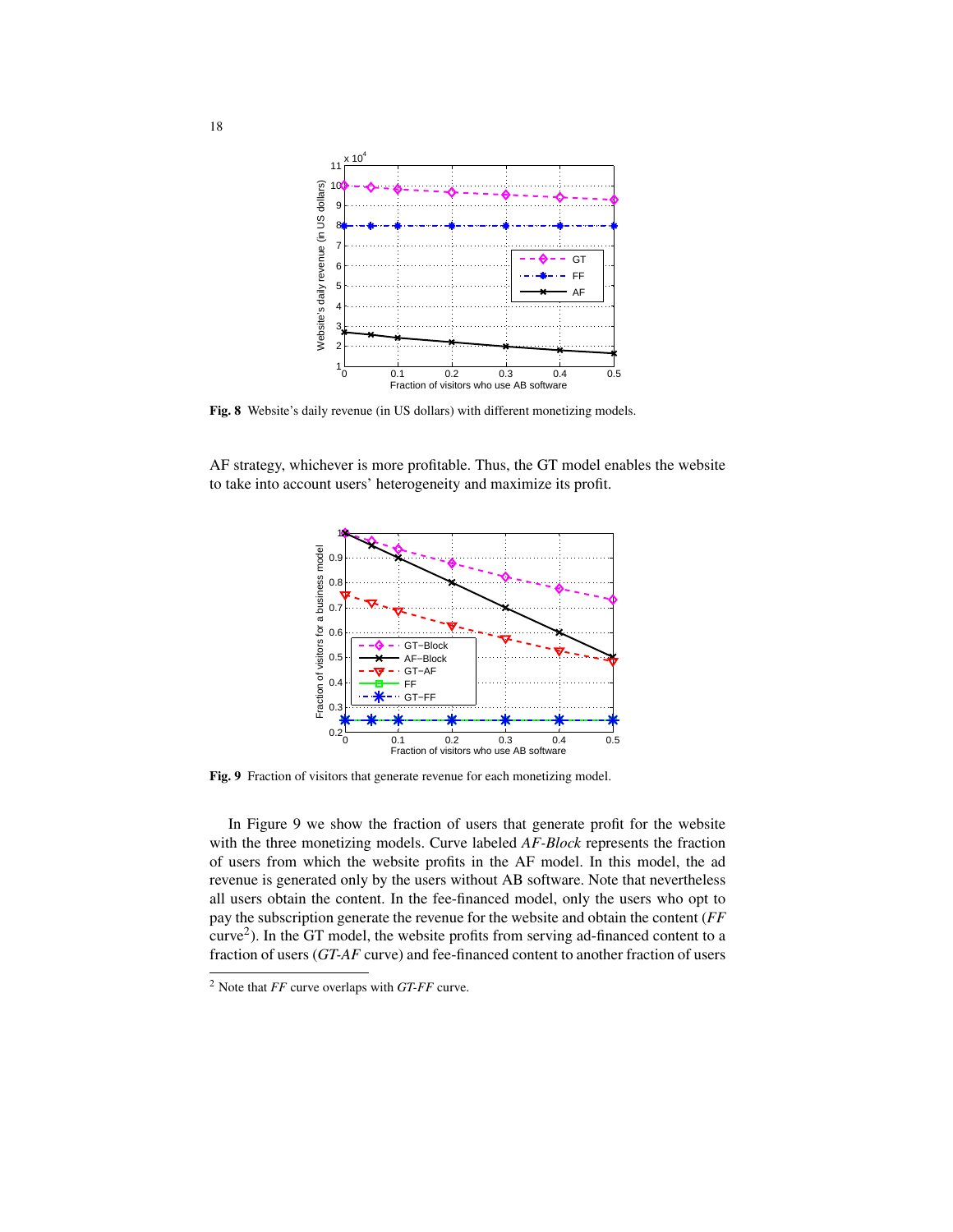**Fig. 8** Website's daily revenue (in US dollars) with different monetizing models.

AF strategy, whichever is more profitable. Thus, the GT model enables the website to take into account users' heterogeneity and maximize its profit.

**Fig. 9** Fraction of visitors that generate revenue for each monetizing model.

In Figure 9 we show the fraction of users that generate profit for the website with the three monetizing models. Curve labeled *AF-Block* represents the fraction of users from which the website profits in the AF model. In this model, the ad revenue is generated only by the users without AB software. Note that nevertheless all users obtain the content. In the fee-financed model, only the users who opt to pay the subscription generate the revenue for the website and obtain the content (*FF* curve[2]). In the GT model, the website profits from serving ad-financed content to a fraction of users (*GT-AF* curve) and fee-financed content to another fraction of users

[2] Note that *FF* curve overlaps with *GT-FF* curve.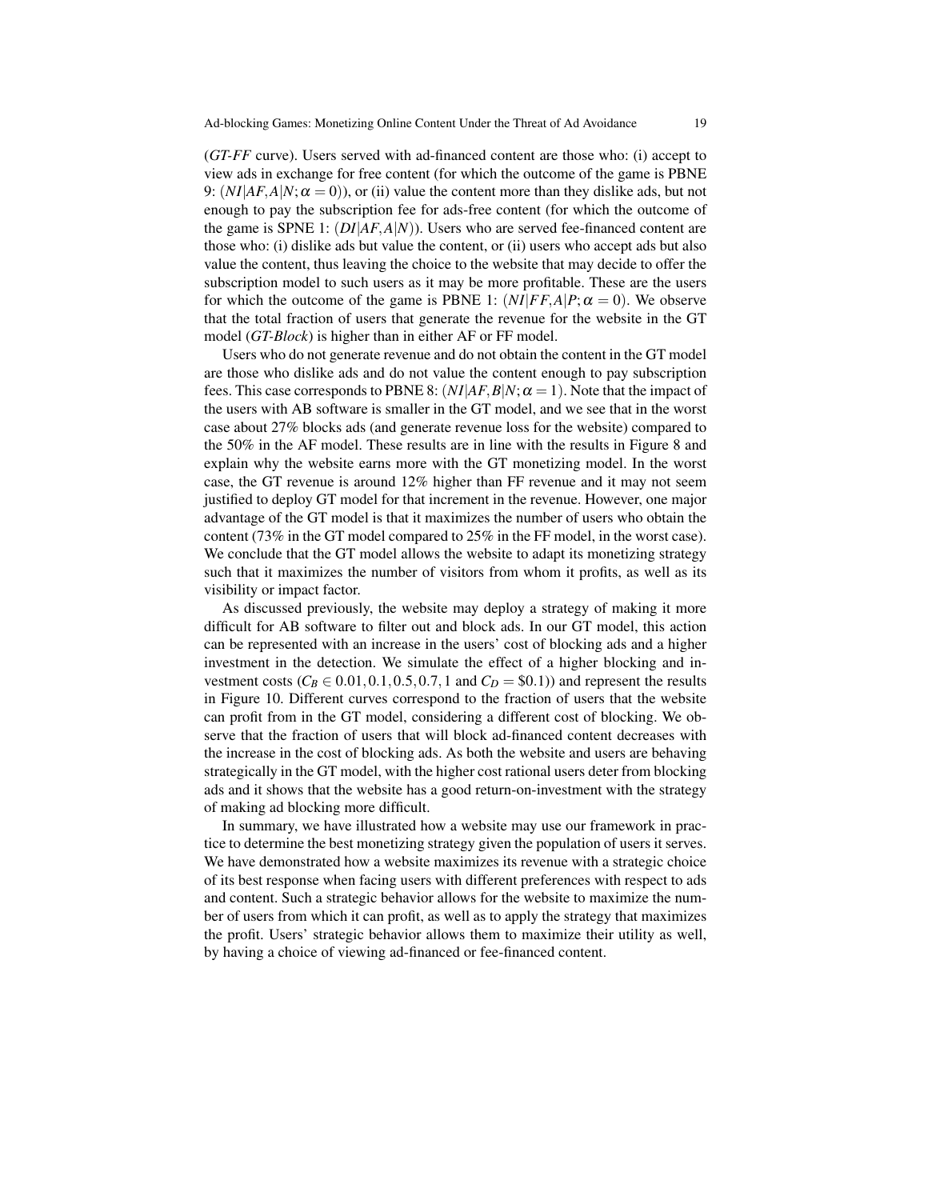(*GT-FF* curve). Users served with ad-financed content are those who: (i) accept to view ads in exchange for free content (for which the outcome of the game is PBNE 9: $(NI|AF,A|N;\alpha = 0)$), or (ii) value the content more than they dislike ads, but not enough to pay the subscription fee for ads-free content (for which the outcome of the game is SPNE 1: $(DI|AF,A|N)$). Users who are served fee-financed content are those who: (i) dislike ads but value the content, or (ii) users who accept ads but also value the content, thus leaving the choice to the website that may decide to offer the subscription model to such users as it may be more profitable. These are the users for which the outcome of the game is PBNE 1: $(NI|FF,A|P;\alpha = 0)$. We observe that the total fraction of users that generate the revenue for the website in the GT model (*GT-Block*) is higher than in either AF or FF model.

Users who do not generate revenue and do not obtain the content in the GT model are those who dislike ads and do not value the content enough to pay subscription fees. This case corresponds to PBNE 8: $(NI|AF,B|N;\alpha = 1)$. Note that the impact of the users with AB software is smaller in the GT model, and we see that in the worst case about 27% blocks ads (and generate revenue loss for the website) compared to the 50% in the AF model. These results are in line with the results in Figure 8 and explain why the website earns more with the GT monetizing model. In the worst case, the GT revenue is around 12% higher than FF revenue and it may not seem justified to deploy GT model for that increment in the revenue. However, one major advantage of the GT model is that it maximizes the number of users who obtain the content (73% in the GT model compared to 25% in the FF model, in the worst case). We conclude that the GT model allows the website to adapt its monetizing strategy such that it maximizes the number of visitors from whom it profits, as well as its visibility or impact factor.

As discussed previously, the website may deploy a strategy of making it more difficult for AB software to filter out and block ads. In our GT model, this action can be represented with an increase in the users' cost of blocking ads and a higher investment in the detection. We simulate the effect of a higher blocking and investment costs ($C_B \in 0.01, 0.1, 0.5, 0.7, 1$ and $C_D = \$0.1$)) and represent the results in Figure 10. Different curves correspond to the fraction of users that the website can profit from in the GT model, considering a different cost of blocking. We observe that the fraction of users that will block ad-financed content decreases with the increase in the cost of blocking ads. As both the website and users are behaving strategically in the GT model, with the higher cost rational users deter from blocking ads and it shows that the website has a good return-on-investment with the strategy of making ad blocking more difficult.

In summary, we have illustrated how a website may use our framework in practice to determine the best monetizing strategy given the population of users it serves. We have demonstrated how a website maximizes its revenue with a strategic choice of its best response when facing users with different preferences with respect to ads and content. Such a strategic behavior allows for the website to maximize the number of users from which it can profit, as well as to apply the strategy that maximizes the profit. Users' strategic behavior allows them to maximize their utility as well, by having a choice of viewing ad-financed or fee-financed content.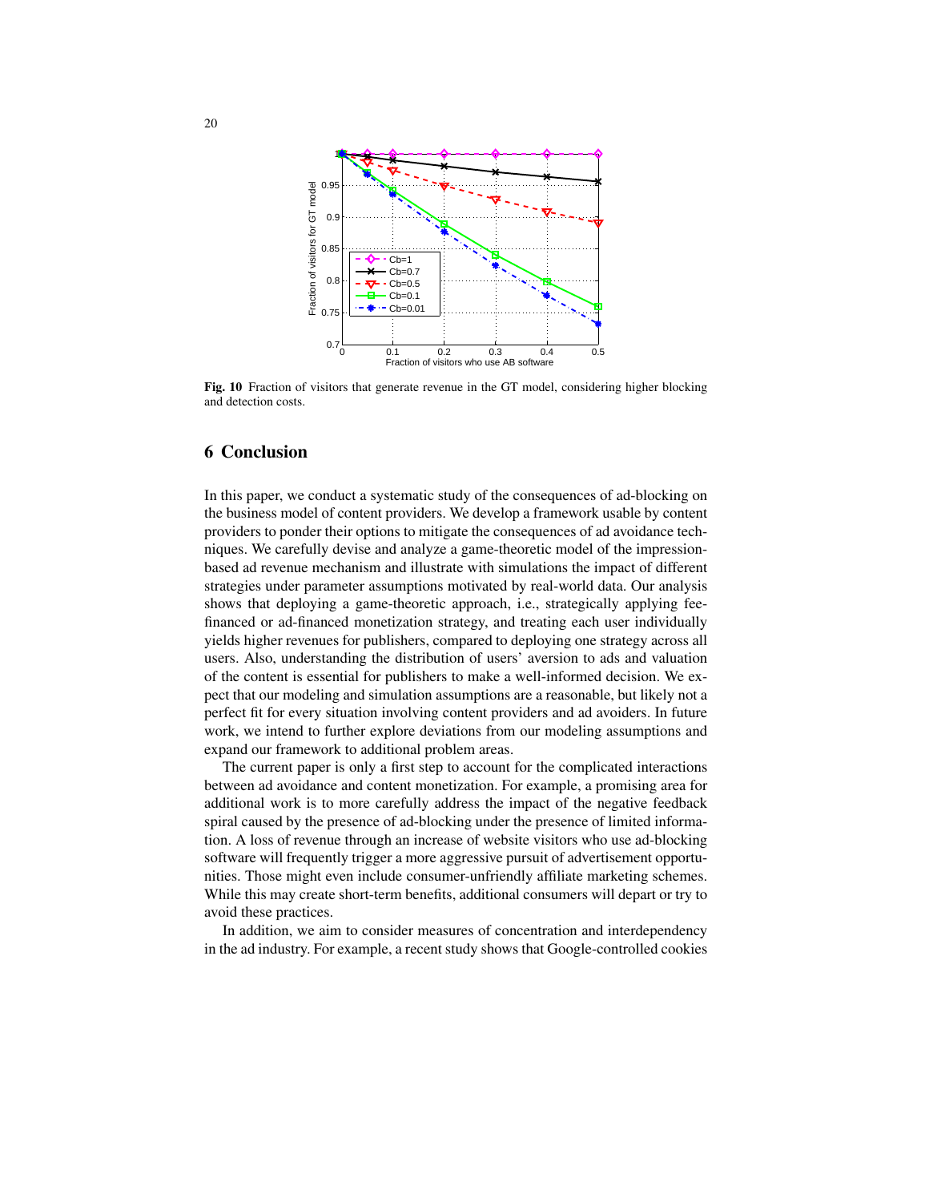Fig. 10 Fraction of visitors that generate revenue in the GT model, considering higher blocking and detection costs.

## 6 Conclusion

In this paper, we conduct a systematic study of the consequences of ad-blocking on the business model of content providers. We develop a framework usable by content providers to ponder their options to mitigate the consequences of ad avoidance techniques. We carefully devise and analyze a game-theoretic model of the impression-based ad revenue mechanism and illustrate with simulations the impact of different strategies under parameter assumptions motivated by real-world data. Our analysis shows that deploying a game-theoretic approach, i.e., strategically applying fee-financed or ad-financed monetization strategy, and treating each user individually yields higher revenues for publishers, compared to deploying one strategy across all users. Also, understanding the distribution of users' aversion to ads and valuation of the content is essential for publishers to make a well-informed decision. We expect that our modeling and simulation assumptions are a reasonable, but likely not a perfect fit for every situation involving content providers and ad avoiders. In future work, we intend to further explore deviations from our modeling assumptions and expand our framework to additional problem areas.

The current paper is only a first step to account for the complicated interactions between ad avoidance and content monetization. For example, a promising area for additional work is to more carefully address the impact of the negative feedback spiral caused by the presence of ad-blocking under the presence of limited information. A loss of revenue through an increase of website visitors who use ad-blocking software will frequently trigger a more aggressive pursuit of advertisement opportunities. Those might even include consumer-unfriendly affiliate marketing schemes. While this may create short-term benefits, additional consumers will depart or try to avoid these practices.

In addition, we aim to consider measures of concentration and interdependency in the ad industry. For example, a recent study shows that Google-controlled cookies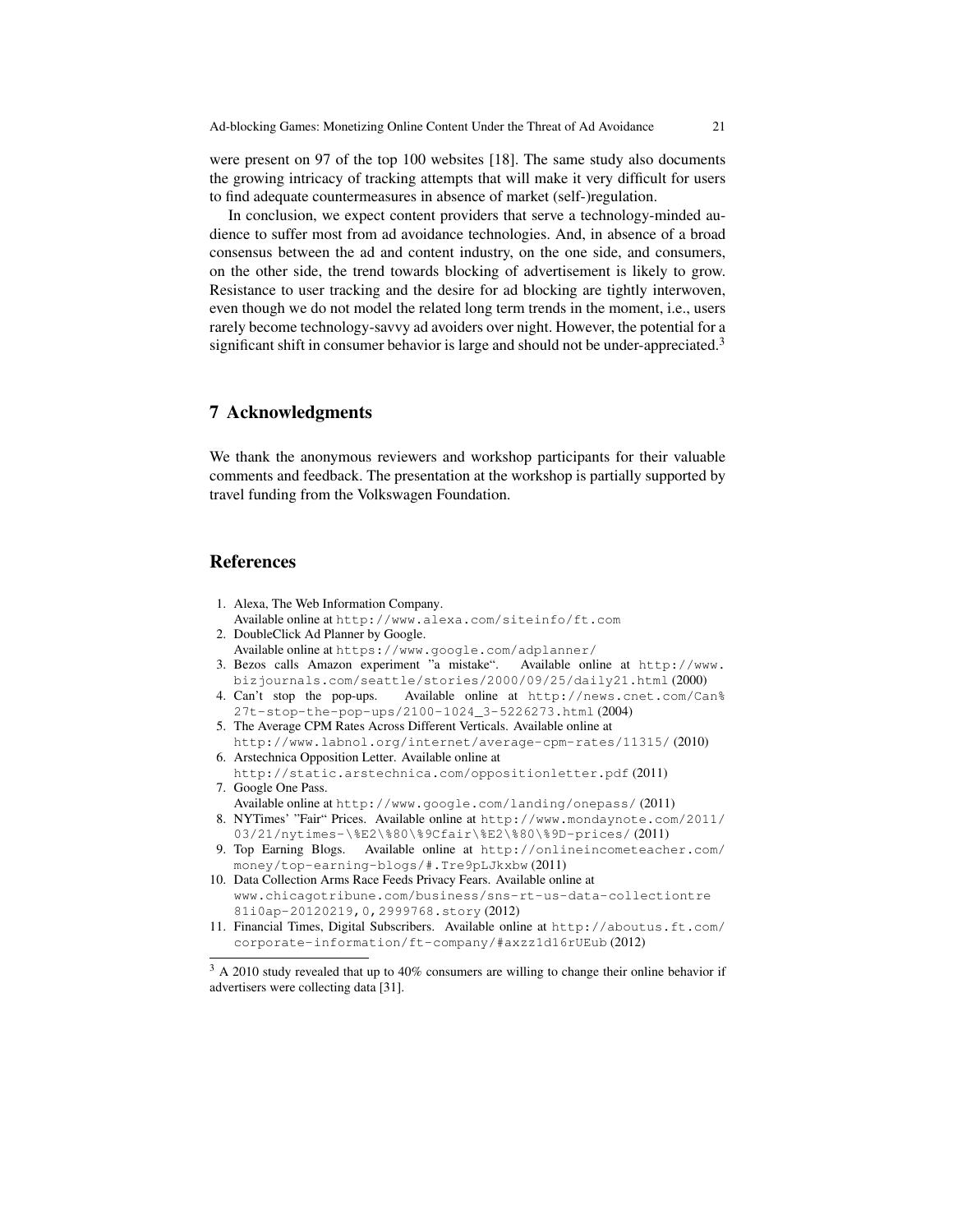were present on 97 of the top 100 websites [18]. The same study also documents the growing intricacy of tracking attempts that will make it very difficult for users to find adequate countermeasures in absence of market (self-)regulation.

In conclusion, we expect content providers that serve a technology-minded audience to suffer most from ad avoidance technologies. And, in absence of a broad consensus between the ad and content industry, on the one side, and consumers, on the other side, the trend towards blocking of advertisement is likely to grow. Resistance to user tracking and the desire for ad blocking are tightly interwoven, even though we do not model the related long term trends in the moment, i.e., users rarely become technology-savvy ad avoiders over night. However, the potential for a significant shift in consumer behavior is large and should not be under-appreciated.[3]

## 7 Acknowledgments

We thank the anonymous reviewers and workshop participants for their valuable comments and feedback. The presentation at the workshop is partially supported by travel funding from the Volkswagen Foundation.

## References

1. Alexa, The Web Information Company. Available online at http://www.alexa.com/siteinfo/ft.com
2. DoubleClick Ad Planner by Google. Available online at https://www.google.com/adplanner/
3. Bezos calls Amazon experiment "a mistake". Available online at http://www.bizjournals.com/seattle/stories/2000/09/25/daily21.html (2000)
4. Can't stop the pop-ups. Available online at http://news.cnet.com/Can%27t-stop-the-pop-ups/2100-1024_3-5226273.html (2004)
5. The Average CPM Rates Across Different Verticals. Available online at http://www.labnol.org/internet/average-cpm-rates/11315/ (2010)
6. Arstechnica Opposition Letter. Available online at http://static.arstechnica.com/oppositionletter.pdf (2011)
7. Google One Pass. Available online at http://www.google.com/landing/onepass/ (2011)
8. NYTimes' "Fair" Prices. Available online at http://www.mondaynote.com/2011/03/21/nytimes-\%E2\%80\%9Cfair\%E2\%80\%9D-prices/ (2011)
9. Top Earning Blogs. Available online at http://onlineincometeacher.com/money/top-earning-blogs/#.Tre9pLJkxbw (2011)
10. Data Collection Arms Race Feeds Privacy Fears. Available online at www.chicagotribune.com/business/sns-rt-us-data-collectiontre81i0ap-20120219,0,2999768.story (2012)
11. Financial Times, Digital Subscribers. Available online at http://aboutus.ft.com/corporate-information/ft-company/#axzz1d16rUEub (2012)

[3] A 2010 study revealed that up to 40% consumers are willing to change their online behavior if advertisers were collecting data [31].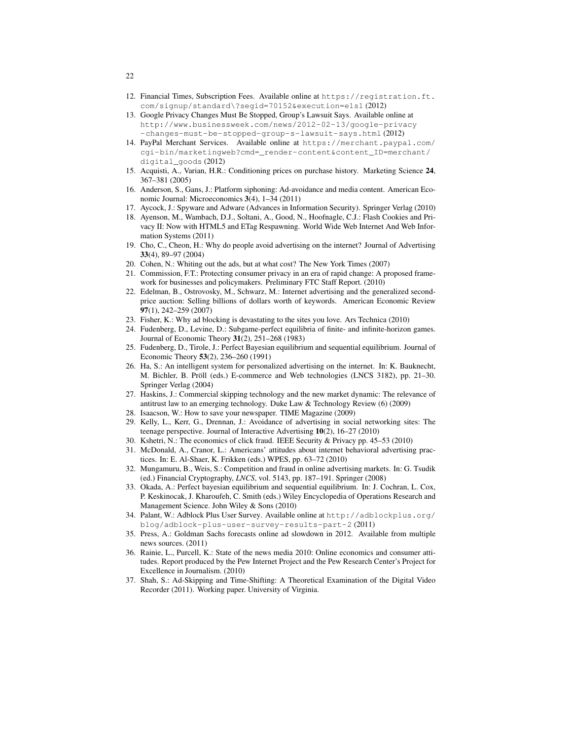12. Financial Times, Subscription Fees. Available online at https://registration.ft.com/signup/standard\?segid=70152&execution=e1s1 (2012)
13. Google Privacy Changes Must Be Stopped, Group's Lawsuit Says. Available online at http://www.businessweek.com/news/2012-02-13/google-privacy-changes-must-be-stopped-group-s-lawsuit-says.html (2012)
14. PayPal Merchant Services. Available online at https://merchant.paypal.com/cgi-bin/marketingweb?cmd=_render-content&content_ID=merchant/digital_goods (2012)
15. Acquisti, A., Varian, H.R.: Conditioning prices on purchase history. Marketing Science **24**, 367–381 (2005)
16. Anderson, S., Gans, J.: Platform siphoning: Ad-avoidance and media content. American Economic Journal: Microeconomics **3**(4), 1–34 (2011)
17. Aycock, J.: Spyware and Adware (Advances in Information Security). Springer Verlag (2010)
18. Ayenson, M., Wambach, D.J., Soltani, A., Good, N., Hoofnagle, C.J.: Flash Cookies and Privacy II: Now with HTML5 and ETag Respawning. World Wide Web Internet And Web Information Systems (2011)
19. Cho, C., Cheon, H.: Why do people avoid advertising on the internet? Journal of Advertising **33**(4), 89–97 (2004)
20. Cohen, N.: Whiting out the ads, but at what cost? The New York Times (2007)
21. Commission, F.T.: Protecting consumer privacy in an era of rapid change: A proposed framework for businesses and policymakers. Preliminary FTC Staff Report. (2010)
22. Edelman, B., Ostrovosky, M., Schwarz, M.: Internet advertising and the generalized second-price auction: Selling billions of dollars worth of keywords. American Economic Review **97**(1), 242–259 (2007)
23. Fisher, K.: Why ad blocking is devastating to the sites you love. Ars Technica (2010)
24. Fudenberg, D., Levine, D.: Subgame-perfect equilibria of finite- and infinite-horizon games. Journal of Economic Theory **31**(2), 251–268 (1983)
25. Fudenberg, D., Tirole, J.: Perfect Bayesian equilibrium and sequential equilibrium. Journal of Economic Theory **53**(2), 236–260 (1991)
26. Ha, S.: An intelligent system for personalized advertising on the internet. In: K. Bauknecht, M. Bichler, B. Pröll (eds.) E-commerce and Web technologies (LNCS 3182), pp. 21–30. Springer Verlag (2004)
27. Haskins, J.: Commercial skipping technology and the new market dynamic: The relevance of antitrust law to an emerging technology. Duke Law & Technology Review (6) (2009)
28. Isaacson, W.: How to save your newspaper. TIME Magazine (2009)
29. Kelly, L., Kerr, G., Drennan, J.: Avoidance of advertising in social networking sites: The teenage perspective. Journal of Interactive Advertising **10**(2), 16–27 (2010)
30. Kshetri, N.: The economics of click fraud. IEEE Security & Privacy pp. 45–53 (2010)
31. McDonald, A., Cranor, L.: Americans' attitudes about internet behavioral advertising practices. In: E. Al-Shaer, K. Frikken (eds.) WPES, pp. 63–72 (2010)
32. Mungamuru, B., Weis, S.: Competition and fraud in online advertising markets. In: G. Tsudik (ed.) Financial Cryptography, *LNCS*, vol. 5143, pp. 187–191. Springer (2008)
33. Okada, A.: Perfect bayesian equilibrium and sequential equilibrium. In: J. Cochran, L. Cox, P. Keskinocak, J. Kharoufeh, C. Smith (eds.) Wiley Encyclopedia of Operations Research and Management Science. John Wiley & Sons (2010)
34. Palant, W.: Adblock Plus User Survey. Available online at http://adblockplus.org/blog/adblock-plus-user-survey-results-part-2 (2011)
35. Press, A.: Goldman Sachs forecasts online ad slowdown in 2012. Available from multiple news sources. (2011)
36. Rainie, L., Purcell, K.: State of the news media 2010: Online economics and consumer attitudes. Report produced by the Pew Internet Project and the Pew Research Center's Project for Excellence in Journalism. (2010)
37. Shah, S.: Ad-Skipping and Time-Shifting: A Theoretical Examination of the Digital Video Recorder (2011). Working paper. University of Virginia.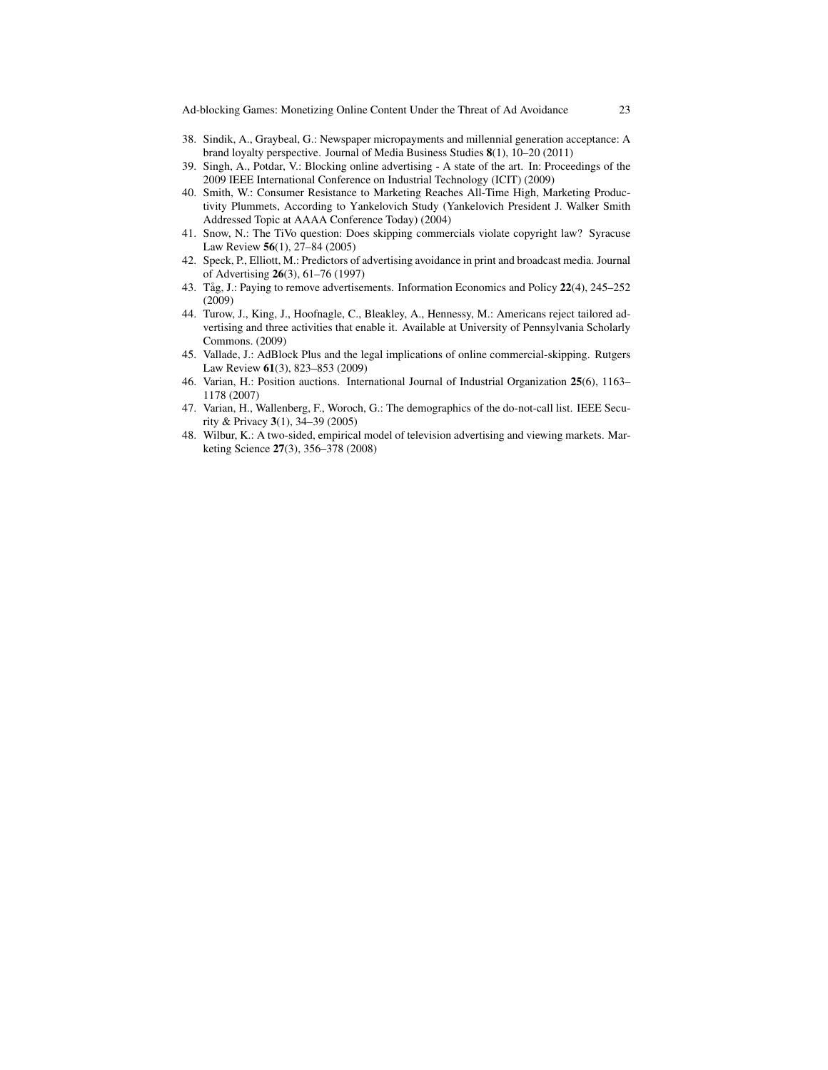38. Sindik, A., Graybeal, G.: Newspaper micropayments and millennial generation acceptance: A brand loyalty perspective. Journal of Media Business Studies **8**(1), 10–20 (2011)
39. Singh, A., Potdar, V.: Blocking online advertising - A state of the art. In: Proceedings of the 2009 IEEE International Conference on Industrial Technology (ICIT) (2009)
40. Smith, W.: Consumer Resistance to Marketing Reaches All-Time High, Marketing Productivity Plummets, According to Yankelovich Study (Yankelovich President J. Walker Smith Addressed Topic at AAAA Conference Today) (2004)
41. Snow, N.: The TiVo question: Does skipping commercials violate copyright law? Syracuse Law Review **56**(1), 27–84 (2005)
42. Speck, P., Elliott, M.: Predictors of advertising avoidance in print and broadcast media. Journal of Advertising **26**(3), 61–76 (1997)
43. Tåg, J.: Paying to remove advertisements. Information Economics and Policy **22**(4), 245–252 (2009)
44. Turow, J., King, J., Hoofnagle, C., Bleakley, A., Hennessy, M.: Americans reject tailored advertising and three activities that enable it. Available at University of Pennsylvania Scholarly Commons. (2009)
45. Vallade, J.: AdBlock Plus and the legal implications of online commercial-skipping. Rutgers Law Review **61**(3), 823–853 (2009)
46. Varian, H.: Position auctions. International Journal of Industrial Organization **25**(6), 1163–1178 (2007)
47. Varian, H., Wallenberg, F., Woroch, G.: The demographics of the do-not-call list. IEEE Security & Privacy **3**(1), 34–39 (2005)
48. Wilbur, K.: A two-sided, empirical model of television advertising and viewing markets. Marketing Science **27**(3), 356–378 (2008)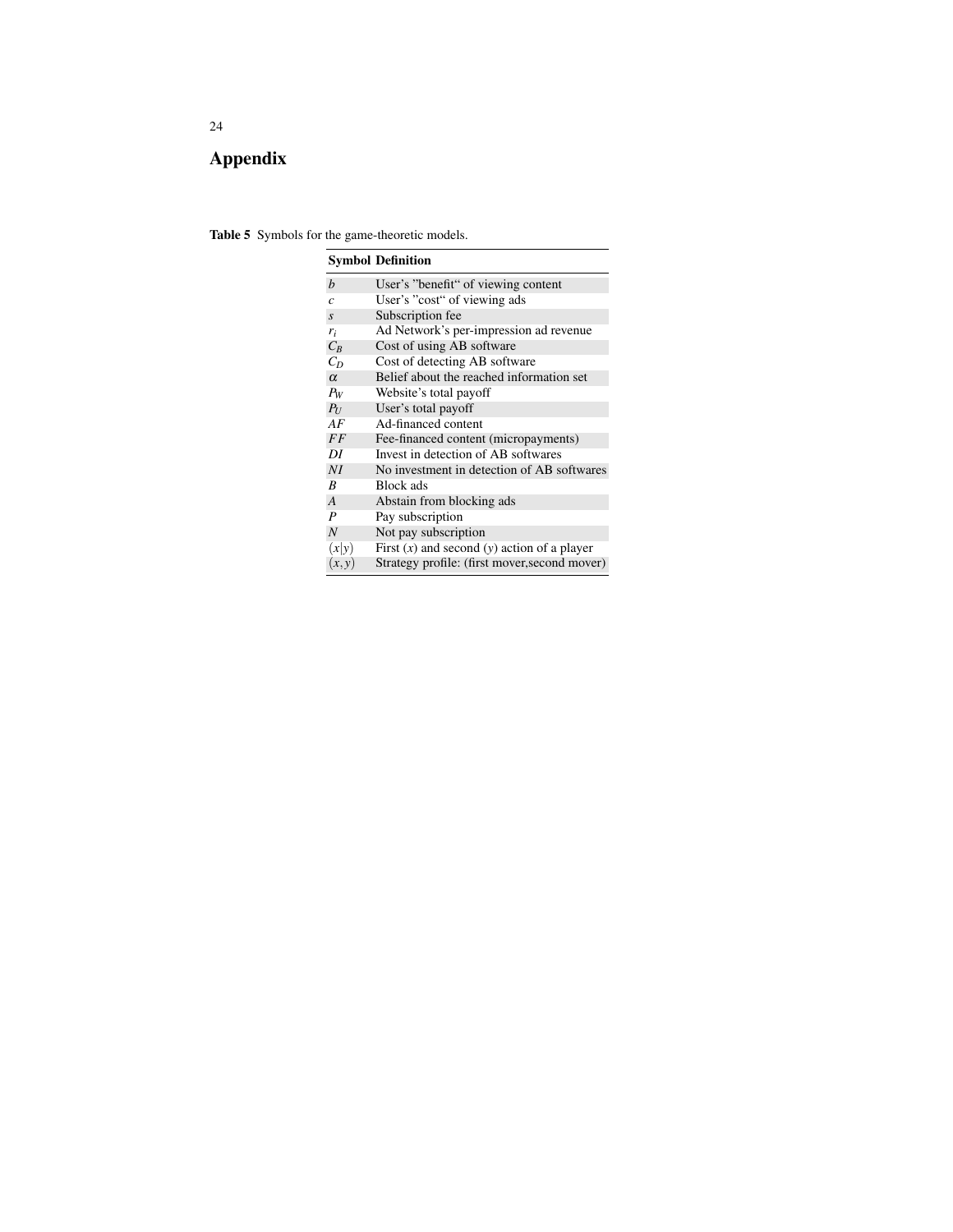# Appendix

**Table 5** Symbols for the game-theoretic models.

| Symbol | Definition |
|---|---|
| $b$ | User's "benefit" of viewing content |
| $c$ | User's "cost" of viewing ads |
| $s$ | Subscription fee |
| $r_i$ | Ad Network's per-impression ad revenue |
| $C_B$ | Cost of using AB software |
| $C_D$ | Cost of detecting AB software |
| $\alpha$ | Belief about the reached information set |
| $P_W$ | Website's total payoff |
| $P_U$ | User's total payoff |
| $AF$ | Ad-financed content |
| $FF$ | Fee-financed content (micropayments) |
| $DI$ | Invest in detection of AB softwares |
| $NI$ | No investment in detection of AB softwares |
| $B$ | Block ads |
| $A$ | Abstain from blocking ads |
| $P$ | Pay subscription |
| $N$ | Not pay subscription |
| $(x\|y)$ | First ($x$) and second ($y$) action of a player |
| $(x,y)$ | Strategy profile: (first mover,second mover) |